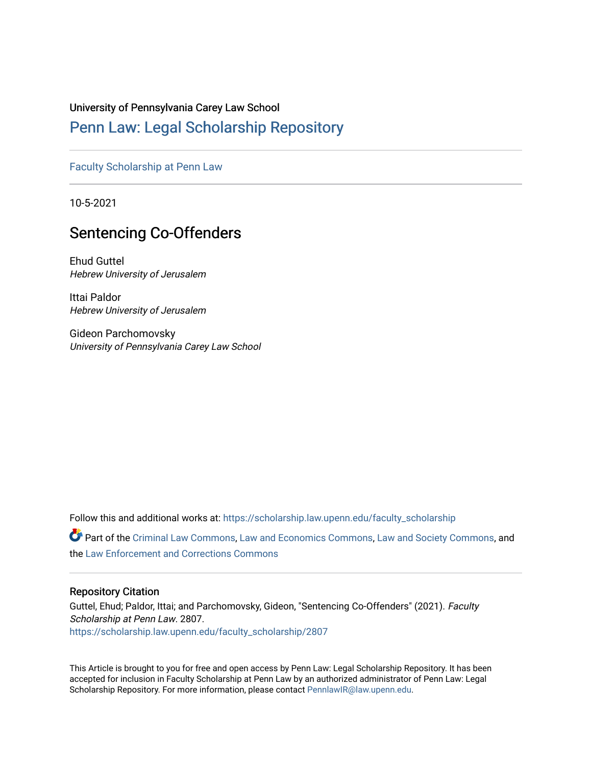University of Pennsylvania Carey Law School

## Penn Law: Legal Scholarship Repository

Faculty Scholarship at Penn Law

10-5-2021

# Sentencing Co-Offenders

Ehud Guttel
*Hebrew University of Jerusalem*

Ittai Paldor
*Hebrew University of Jerusalem*

Gideon Parchomovsky
*University of Pennsylvania Carey Law School*

Follow this and additional works at: https://scholarship.law.upenn.edu/faculty_scholarship

Part of the Criminal Law Commons, Law and Economics Commons, Law and Society Commons, and the Law Enforcement and Corrections Commons

### Repository Citation

Guttel, Ehud; Paldor, Ittai; and Parchomovsky, Gideon, "Sentencing Co-Offenders" (2021). *Faculty Scholarship at Penn Law*. 2807.
https://scholarship.law.upenn.edu/faculty_scholarship/2807

This Article is brought to you for free and open access by Penn Law: Legal Scholarship Repository. It has been accepted for inclusion in Faculty Scholarship at Penn Law by an authorized administrator of Penn Law: Legal Scholarship Repository. For more information, please contact PennlawIR@law.upenn.edu.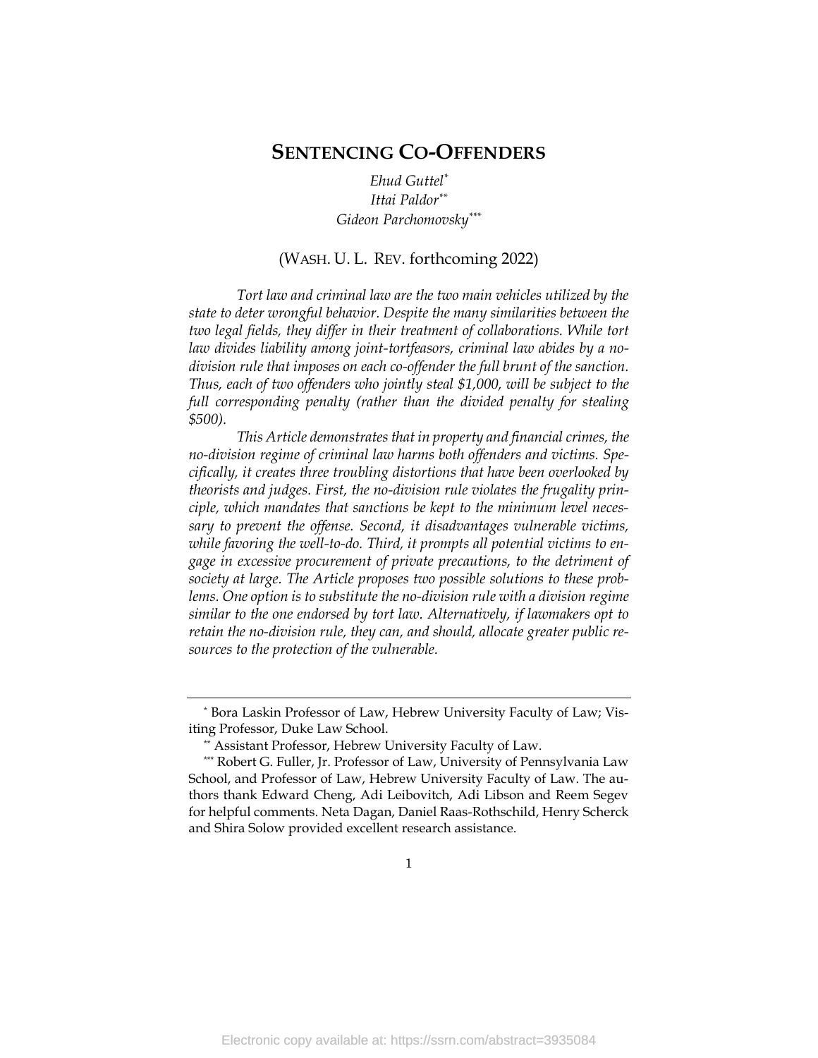# SENTENCING CO-OFFENDERS

*Ehud Guttel*[*]
*Ittai Paldor*[**]
*Gideon Parchomovsky*[***]

(WASH. U. L. REV. forthcoming 2022)

*Tort law and criminal law are the two main vehicles utilized by the state to deter wrongful behavior. Despite the many similarities between the two legal fields, they differ in their treatment of collaborations. While tort law divides liability among joint-tortfeasors, criminal law abides by a no-division rule that imposes on each co-offender the full brunt of the sanction. Thus, each of two offenders who jointly steal $1,000, will be subject to the full corresponding penalty (rather than the divided penalty for stealing $500).*

*This Article demonstrates that in property and financial crimes, the no-division regime of criminal law harms both offenders and victims. Specifically, it creates three troubling distortions that have been overlooked by theorists and judges. First, the no-division rule violates the frugality principle, which mandates that sanctions be kept to the minimum level necessary to prevent the offense. Second, it disadvantages vulnerable victims, while favoring the well-to-do. Third, it prompts all potential victims to engage in excessive procurement of private precautions, to the detriment of society at large. The Article proposes two possible solutions to these problems. One option is to substitute the no-division rule with a division regime similar to the one endorsed by tort law. Alternatively, if lawmakers opt to retain the no-division rule, they can, and should, allocate greater public resources to the protection of the vulnerable.*

---

[*] Bora Laskin Professor of Law, Hebrew University Faculty of Law; Visiting Professor, Duke Law School.

[**] Assistant Professor, Hebrew University Faculty of Law.

[***] Robert G. Fuller, Jr. Professor of Law, University of Pennsylvania Law School, and Professor of Law, Hebrew University Faculty of Law. The authors thank Edward Cheng, Adi Leibovitch, Adi Libson and Reem Segev for helpful comments. Neta Dagan, Daniel Raas-Rothschild, Henry Scherck and Shira Solow provided excellent research assistance.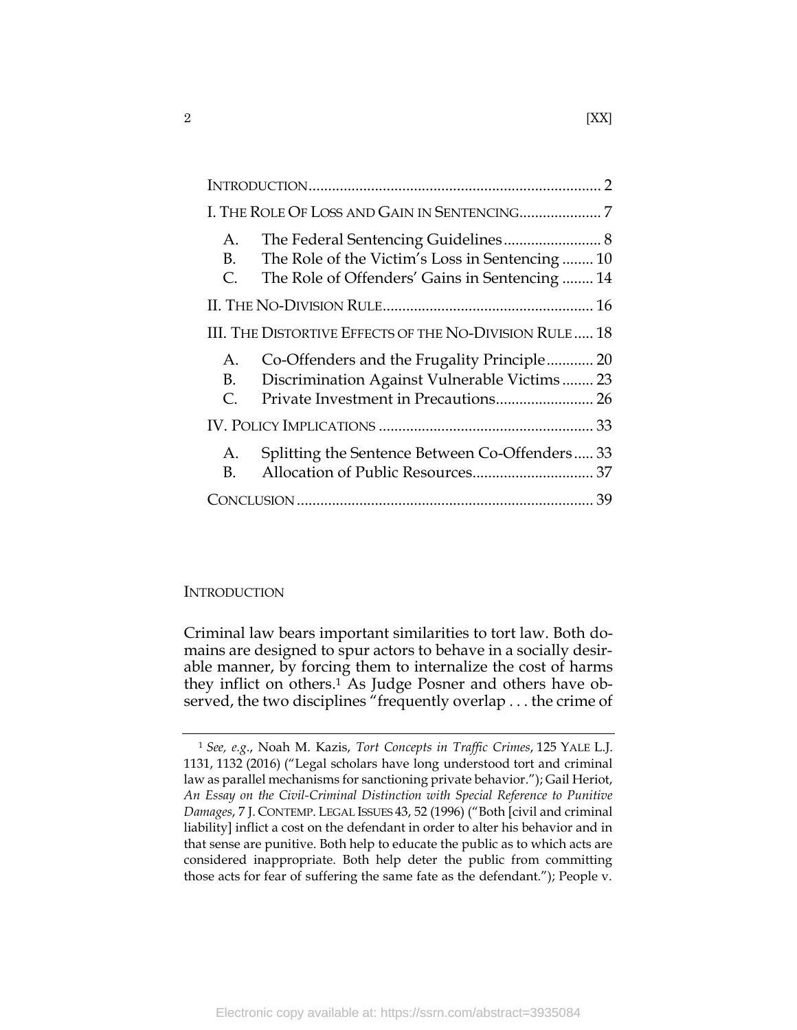| | |
|---|---|
| INTRODUCTION | 2 |
| I. THE ROLE OF LOSS AND GAIN IN SENTENCING | 7 |
| A. The Federal Sentencing Guidelines | 8 |
| B. The Role of the Victim's Loss in Sentencing | 10 |
| C. The Role of Offenders' Gains in Sentencing | 14 |
| II. THE NO-DIVISION RULE | 16 |
| III. THE DISTORTIVE EFFECTS OF THE NO-DIVISION RULE | 18 |
| A. Co-Offenders and the Frugality Principle | 20 |
| B. Discrimination Against Vulnerable Victims | 23 |
| C. Private Investment in Precautions | 26 |
| IV. POLICY IMPLICATIONS | 33 |
| A. Splitting the Sentence Between Co-Offenders | 33 |
| B. Allocation of Public Resources | 37 |
| CONCLUSION | 39 |

## INTRODUCTION

Criminal law bears important similarities to tort law. Both domains are designed to spur actors to behave in a socially desirable manner, by forcing them to internalize the cost of harms they inflict on others.[1] As Judge Posner and others have observed, the two disciplines "frequently overlap . . . the crime of

[1] *See, e.g.*, Noah M. Kazis, *Tort Concepts in Traffic Crimes*, 125 YALE L.J. 1131, 1132 (2016) ("Legal scholars have long understood tort and criminal law as parallel mechanisms for sanctioning private behavior."); Gail Heriot, *An Essay on the Civil-Criminal Distinction with Special Reference to Punitive Damages*, 7 J. CONTEMP. LEGAL ISSUES 43, 52 (1996) ("Both [civil and criminal liability] inflict a cost on the defendant in order to alter his behavior and in that sense are punitive. Both help to educate the public as to which acts are considered inappropriate. Both help deter the public from committing those acts for fear of suffering the same fate as the defendant."); People v.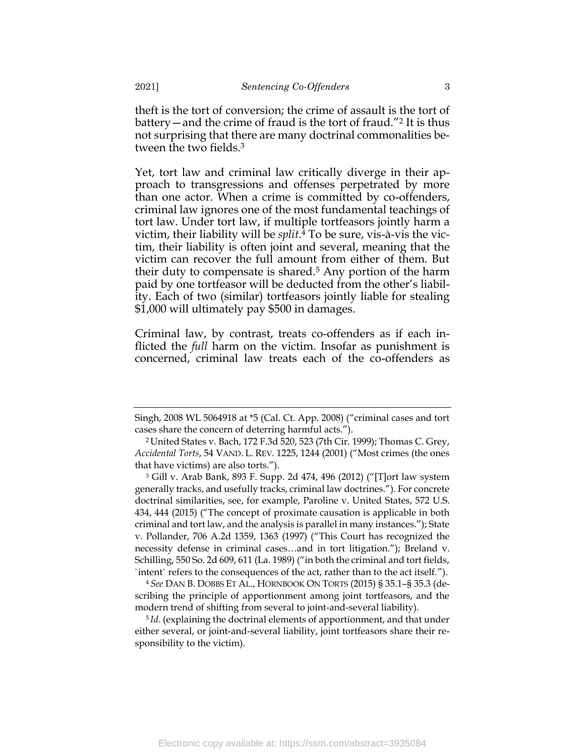theft is the tort of conversion; the crime of assault is the tort of battery—and the crime of fraud is the tort of fraud."[2] It is thus not surprising that there are many doctrinal commonalities between the two fields.[3]

Yet, tort law and criminal law critically diverge in their approach to transgressions and offenses perpetrated by more than one actor. When a crime is committed by co-offenders, criminal law ignores one of the most fundamental teachings of tort law. Under tort law, if multiple tortfeasors jointly harm a victim, their liability will be *split*.[4] To be sure, vis-à-vis the victim, their liability is often joint and several, meaning that the victim can recover the full amount from either of them. But their duty to compensate is shared.[5] Any portion of the harm paid by one tortfeasor will be deducted from the other's liability. Each of two (similar) tortfeasors jointly liable for stealing $1,000 will ultimately pay $500 in damages.

Criminal law, by contrast, treats co-offenders as if each inflicted the *full* harm on the victim. Insofar as punishment is concerned, criminal law treats each of the co-offenders as

---

Singh, 2008 WL 5064918 at *5 (Cal. Ct. App. 2008) ("criminal cases and tort cases share the concern of deterring harmful acts.").

[2] United States v. Bach, 172 F.3d 520, 523 (7th Cir. 1999); Thomas C. Grey, *Accidental Torts*, 54 VAND. L. REV. 1225, 1244 (2001) ("Most crimes (the ones that have victims) are also torts.").

[3] Gill v. Arab Bank, 893 F. Supp. 2d 474, 496 (2012) ("[T]ort law system generally tracks, and usefully tracks, criminal law doctrines."). For concrete doctrinal similarities, see, for example, Paroline v. United States, 572 U.S. 434, 444 (2015) ("The concept of proximate causation is applicable in both criminal and tort law, and the analysis is parallel in many instances."); State v. Pollander, 706 A.2d 1359, 1363 (1997) ("This Court has recognized the necessity defense in criminal cases…and in tort litigation."); Breland v. Schilling, 550 So. 2d 609, 611 (La. 1989) ("in both the criminal and tort fields, `intent` refers to the consequences of the act, rather than to the act itself.").

[4] *See* DAN B. DOBBS ET AL., HORNBOOK ON TORTS (2015) § 35.1–§ 35.3 (describing the principle of apportionment among joint tortfeasors, and the modern trend of shifting from several to joint-and-several liability).

[5] *Id*. (explaining the doctrinal elements of apportionment, and that under either several, or joint-and-several liability, joint tortfeasors share their responsibility to the victim).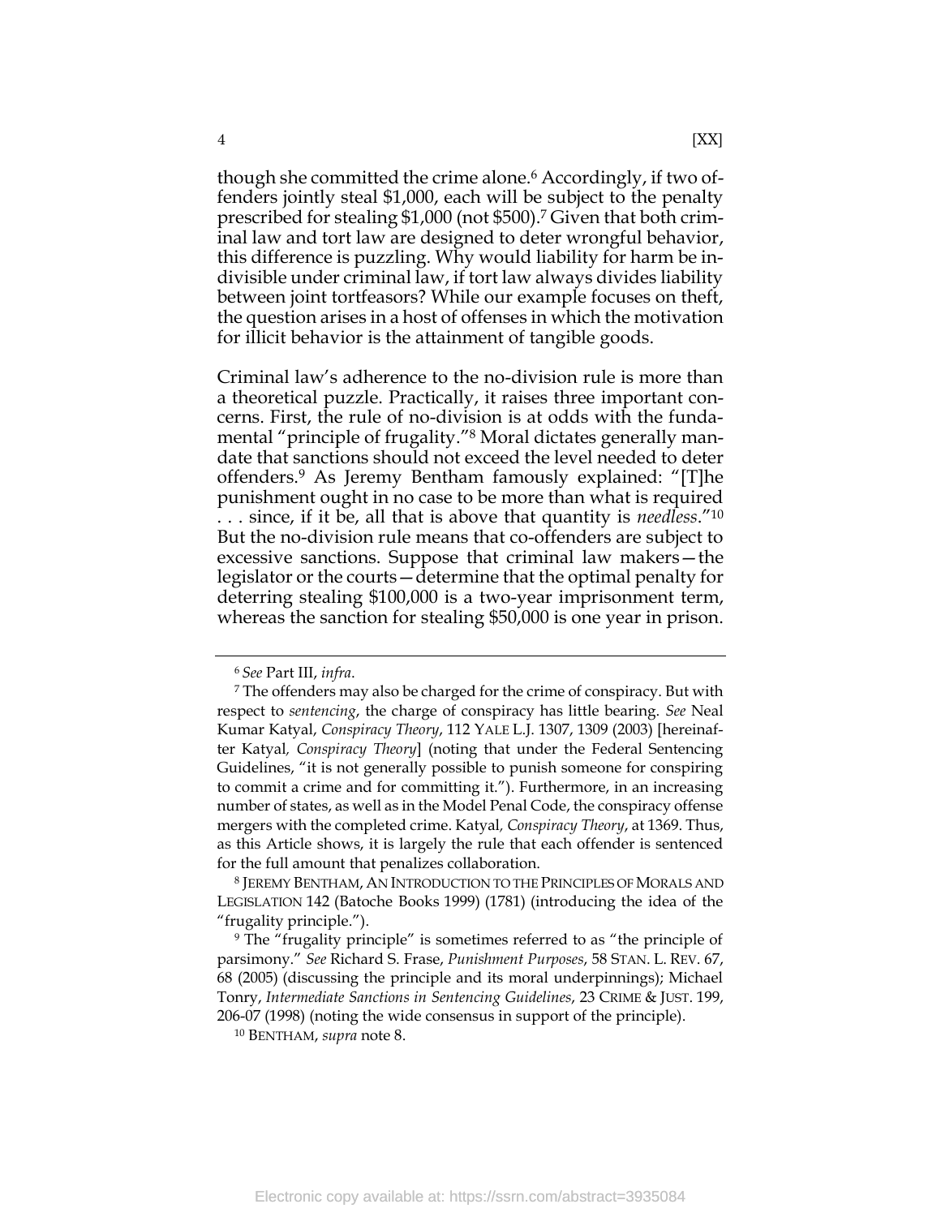though she committed the crime alone.[6] Accordingly, if two offenders jointly steal $1,000, each will be subject to the penalty prescribed for stealing $1,000 (not $500).[7] Given that both criminal law and tort law are designed to deter wrongful behavior, this difference is puzzling. Why would liability for harm be indivisible under criminal law, if tort law always divides liability between joint tortfeasors? While our example focuses on theft, the question arises in a host of offenses in which the motivation for illicit behavior is the attainment of tangible goods.

Criminal law's adherence to the no-division rule is more than a theoretical puzzle. Practically, it raises three important concerns. First, the rule of no-division is at odds with the fundamental "principle of frugality."[8] Moral dictates generally mandate that sanctions should not exceed the level needed to deter offenders.[9] As Jeremy Bentham famously explained: "[T]he punishment ought in no case to be more than what is required . . . since, if it be, all that is above that quantity is *needless*."[10] But the no-division rule means that co-offenders are subject to excessive sanctions. Suppose that criminal law makers—the legislator or the courts—determine that the optimal penalty for deterring stealing $100,000 is a two-year imprisonment term, whereas the sanction for stealing $50,000 is one year in prison.

---

[6] *See* Part III, *infra*.

[7] The offenders may also be charged for the crime of conspiracy. But with respect to *sentencing*, the charge of conspiracy has little bearing. *See* Neal Kumar Katyal, *Conspiracy Theory*, 112 YALE L.J. 1307, 1309 (2003) [hereinafter Katyal, *Conspiracy Theory*] (noting that under the Federal Sentencing Guidelines, "it is not generally possible to punish someone for conspiring to commit a crime and for committing it."). Furthermore, in an increasing number of states, as well as in the Model Penal Code, the conspiracy offense mergers with the completed crime. Katyal, *Conspiracy Theory*, at 1369. Thus, as this Article shows, it is largely the rule that each offender is sentenced for the full amount that penalizes collaboration.

[8] JEREMY BENTHAM, AN INTRODUCTION TO THE PRINCIPLES OF MORALS AND LEGISLATION 142 (Batoche Books 1999) (1781) (introducing the idea of the "frugality principle.").

[9] The "frugality principle" is sometimes referred to as "the principle of parsimony." *See* Richard S. Frase, *Punishment Purposes*, 58 STAN. L. REV. 67, 68 (2005) (discussing the principle and its moral underpinnings); Michael Tonry, *Intermediate Sanctions in Sentencing Guidelines*, 23 CRIME & JUST. 199, 206-07 (1998) (noting the wide consensus in support of the principle).

[10] BENTHAM, *supra* note 8.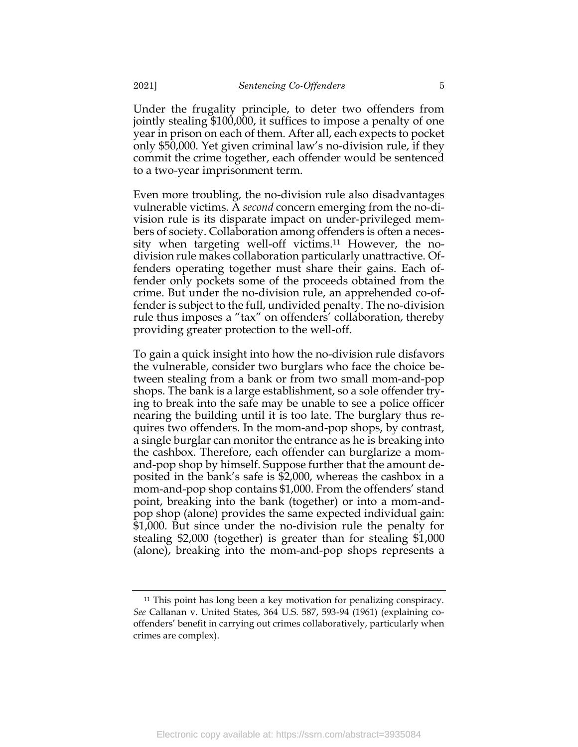Under the frugality principle, to deter two offenders from jointly stealing $100,000, it suffices to impose a penalty of one year in prison on each of them. After all, each expects to pocket only $50,000. Yet given criminal law's no-division rule, if they commit the crime together, each offender would be sentenced to a two-year imprisonment term.

Even more troubling, the no-division rule also disadvantages vulnerable victims. A *second* concern emerging from the no-division rule is its disparate impact on under-privileged members of society. Collaboration among offenders is often a necessity when targeting well-off victims.[11] However, the no-division rule makes collaboration particularly unattractive. Offenders operating together must share their gains. Each offender only pockets some of the proceeds obtained from the crime. But under the no-division rule, an apprehended co-offender is subject to the full, undivided penalty. The no-division rule thus imposes a "tax" on offenders' collaboration, thereby providing greater protection to the well-off.

To gain a quick insight into how the no-division rule disfavors the vulnerable, consider two burglars who face the choice between stealing from a bank or from two small mom-and-pop shops. The bank is a large establishment, so a sole offender trying to break into the safe may be unable to see a police officer nearing the building until it is too late. The burglary thus requires two offenders. In the mom-and-pop shops, by contrast, a single burglar can monitor the entrance as he is breaking into the cashbox. Therefore, each offender can burglarize a mom-and-pop shop by himself. Suppose further that the amount deposited in the bank's safe is $2,000, whereas the cashbox in a mom-and-pop shop contains $1,000. From the offenders' stand point, breaking into the bank (together) or into a mom-and-pop shop (alone) provides the same expected individual gain: $1,000. But since under the no-division rule the penalty for stealing $2,000 (together) is greater than for stealing $1,000 (alone), breaking into the mom-and-pop shops represents a

[11] This point has long been a key motivation for penalizing conspiracy. *See* Callanan v. United States, 364 U.S. 587, 593-94 (1961) (explaining co-offenders' benefit in carrying out crimes collaboratively, particularly when crimes are complex).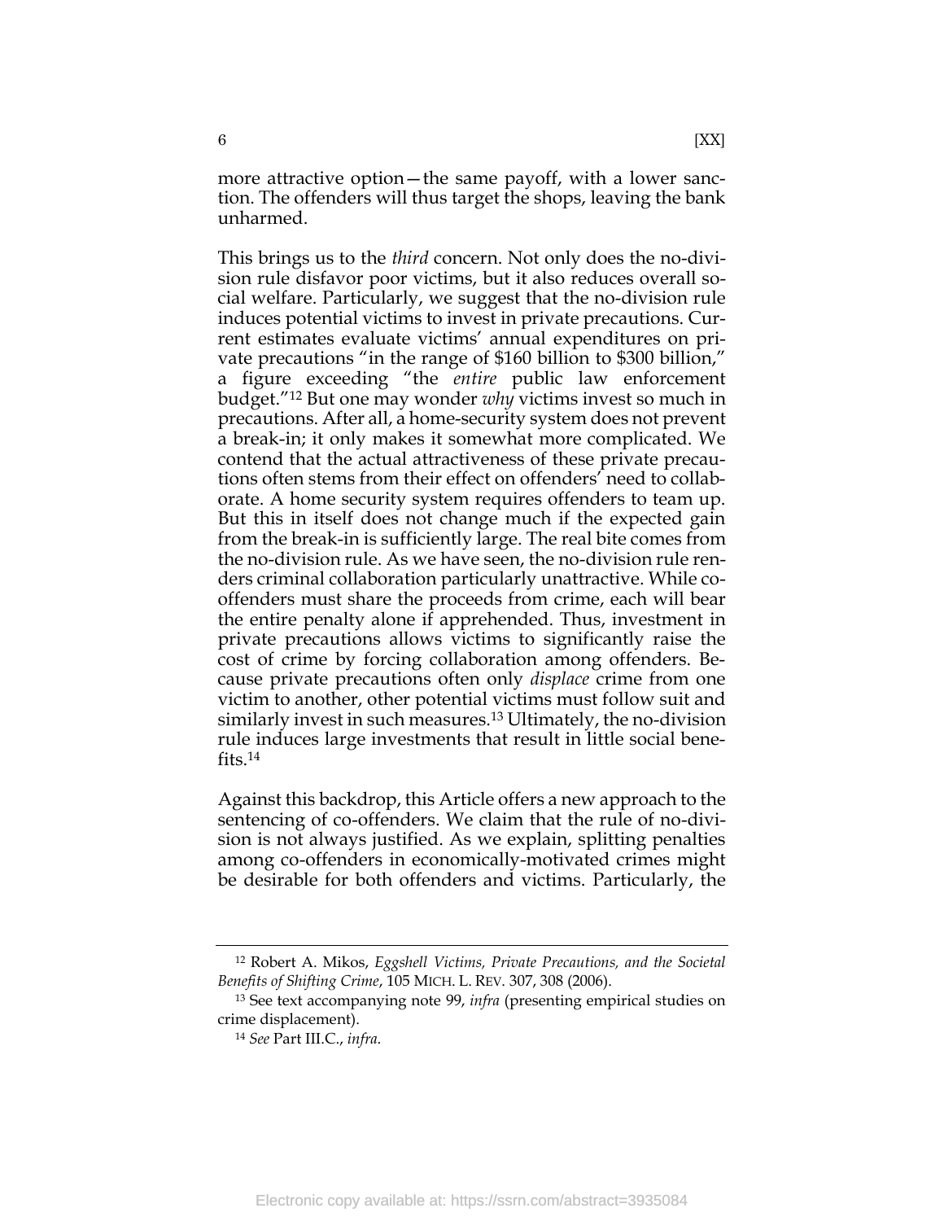more attractive option—the same payoff, with a lower sanction. The offenders will thus target the shops, leaving the bank unharmed.

This brings us to the *third* concern. Not only does the no-division rule disfavor poor victims, but it also reduces overall social welfare. Particularly, we suggest that the no-division rule induces potential victims to invest in private precautions. Current estimates evaluate victims' annual expenditures on private precautions "in the range of $160 billion to $300 billion," a figure exceeding "the *entire* public law enforcement budget."[12] But one may wonder *why* victims invest so much in precautions. After all, a home-security system does not prevent a break-in; it only makes it somewhat more complicated. We contend that the actual attractiveness of these private precautions often stems from their effect on offenders' need to collaborate. A home security system requires offenders to team up. But this in itself does not change much if the expected gain from the break-in is sufficiently large. The real bite comes from the no-division rule. As we have seen, the no-division rule renders criminal collaboration particularly unattractive. While co-offenders must share the proceeds from crime, each will bear the entire penalty alone if apprehended. Thus, investment in private precautions allows victims to significantly raise the cost of crime by forcing collaboration among offenders. Because private precautions often only *displace* crime from one victim to another, other potential victims must follow suit and similarly invest in such measures.[13] Ultimately, the no-division rule induces large investments that result in little social benefits.[14]

Against this backdrop, this Article offers a new approach to the sentencing of co-offenders. We claim that the rule of no-division is not always justified. As we explain, splitting penalties among co-offenders in economically-motivated crimes might be desirable for both offenders and victims. Particularly, the

---

[12] Robert A. Mikos, *Eggshell Victims, Private Precautions, and the Societal Benefits of Shifting Crime*, 105 MICH. L. REV. 307, 308 (2006).

[13] See text accompanying note 99, *infra* (presenting empirical studies on crime displacement).

[14] *See* Part III.C., *infra*.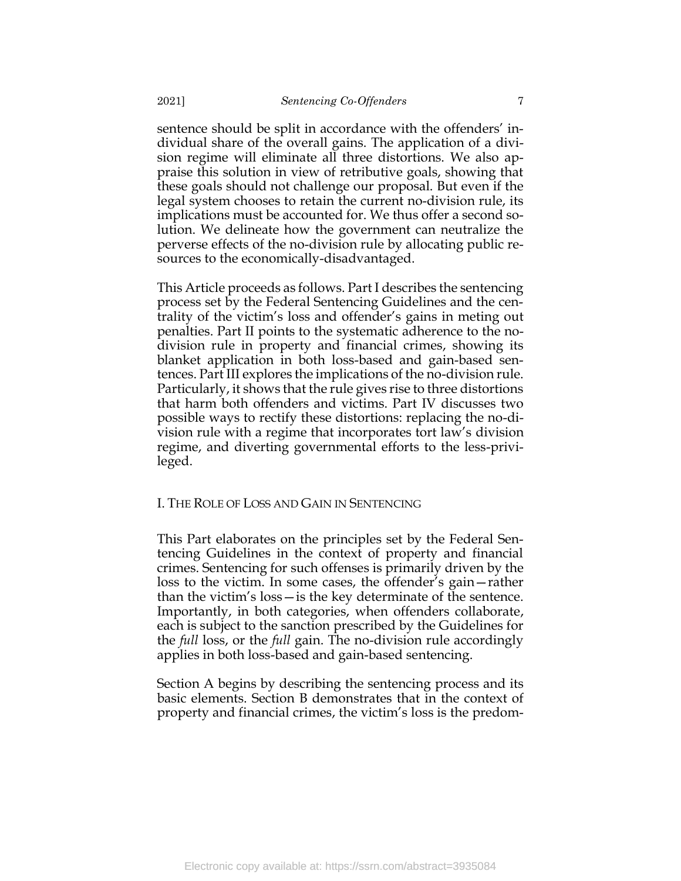sentence should be split in accordance with the offenders' individual share of the overall gains. The application of a division regime will eliminate all three distortions. We also appraise this solution in view of retributive goals, showing that these goals should not challenge our proposal. But even if the legal system chooses to retain the current no-division rule, its implications must be accounted for. We thus offer a second solution. We delineate how the government can neutralize the perverse effects of the no-division rule by allocating public resources to the economically-disadvantaged.

This Article proceeds as follows. Part I describes the sentencing process set by the Federal Sentencing Guidelines and the centrality of the victim's loss and offender's gains in meting out penalties. Part II points to the systematic adherence to the no-division rule in property and financial crimes, showing its blanket application in both loss-based and gain-based sentences. Part III explores the implications of the no-division rule. Particularly, it shows that the rule gives rise to three distortions that harm both offenders and victims. Part IV discusses two possible ways to rectify these distortions: replacing the no-division rule with a regime that incorporates tort law's division regime, and diverting governmental efforts to the less-privileged.

## I. THE ROLE OF LOSS AND GAIN IN SENTENCING

This Part elaborates on the principles set by the Federal Sentencing Guidelines in the context of property and financial crimes. Sentencing for such offenses is primarily driven by the loss to the victim. In some cases, the offender's gain—rather than the victim's loss—is the key determinate of the sentence. Importantly, in both categories, when offenders collaborate, each is subject to the sanction prescribed by the Guidelines for the *full* loss, or the *full* gain. The no-division rule accordingly applies in both loss-based and gain-based sentencing.

Section A begins by describing the sentencing process and its basic elements. Section B demonstrates that in the context of property and financial crimes, the victim's loss is the predom-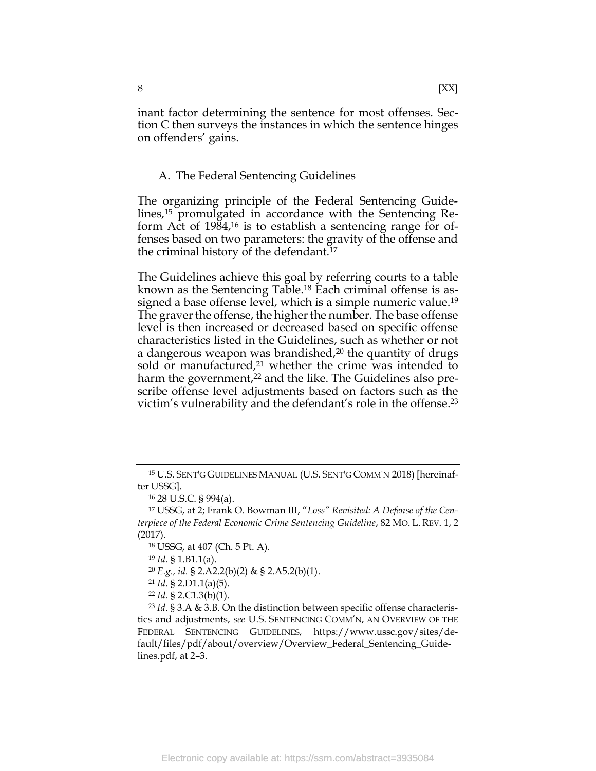inant factor determining the sentence for most offenses. Section C then surveys the instances in which the sentence hinges on offenders' gains.

## A. The Federal Sentencing Guidelines

The organizing principle of the Federal Sentencing Guidelines,[15] promulgated in accordance with the Sentencing Reform Act of 1984,[16] is to establish a sentencing range for offenses based on two parameters: the gravity of the offense and the criminal history of the defendant.[17]

The Guidelines achieve this goal by referring courts to a table known as the Sentencing Table.[18] Each criminal offense is assigned a base offense level, which is a simple numeric value.[19] The graver the offense, the higher the number. The base offense level is then increased or decreased based on specific offense characteristics listed in the Guidelines, such as whether or not a dangerous weapon was brandished,[20] the quantity of drugs sold or manufactured,[21] whether the crime was intended to harm the government,[22] and the like. The Guidelines also prescribe offense level adjustments based on factors such as the victim's vulnerability and the defendant's role in the offense.[23]

---

[15] U.S. SENT'G GUIDELINES MANUAL (U.S. SENT'G COMM'N 2018) [hereinafter USSG].

[16] 28 U.S.C. § 994(a).

[17] USSG, at 2; Frank O. Bowman III, "*Loss" Revisited: A Defense of the Centerpiece of the Federal Economic Crime Sentencing Guideline*, 82 MO. L. REV. 1, 2 (2017).

[18] USSG, at 407 (Ch. 5 Pt. A).

[19] *Id.* § 1.B1.1(a).

[20] *E.g., id.* § 2.A2.2(b)(2) & § 2.A5.2(b)(1).

[21] *Id.* § 2.D1.1(a)(5).

[22] *Id.* § 2.C1.3(b)(1).

[23] *Id.* § 3.A & 3.B. On the distinction between specific offense characteristics and adjustments, *see* U.S. SENTENCING COMM'N, AN OVERVIEW OF THE FEDERAL SENTENCING GUIDELINES, https://www.ussc.gov/sites/default/files/pdf/about/overview/Overview_Federal_Sentencing_Guidelines.pdf, at 2–3.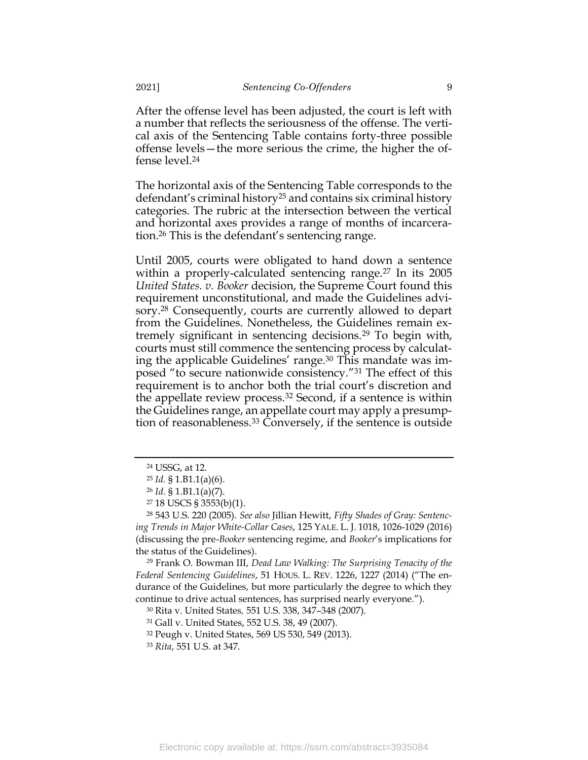After the offense level has been adjusted, the court is left with a number that reflects the seriousness of the offense. The vertical axis of the Sentencing Table contains forty-three possible offense levels—the more serious the crime, the higher the offense level.[24]

The horizontal axis of the Sentencing Table corresponds to the defendant's criminal history[25] and contains six criminal history categories. The rubric at the intersection between the vertical and horizontal axes provides a range of months of incarceration.[26] This is the defendant's sentencing range.

Until 2005, courts were obligated to hand down a sentence within a properly-calculated sentencing range.[27] In its 2005 *United States. v. Booker* decision, the Supreme Court found this requirement unconstitutional, and made the Guidelines advisory.[28] Consequently, courts are currently allowed to depart from the Guidelines. Nonetheless, the Guidelines remain extremely significant in sentencing decisions.[29] To begin with, courts must still commence the sentencing process by calculating the applicable Guidelines' range.[30] This mandate was imposed "to secure nationwide consistency."[31] The effect of this requirement is to anchor both the trial court's discretion and the appellate review process.[32] Second, if a sentence is within the Guidelines range, an appellate court may apply a presumption of reasonableness.[33] Conversely, if the sentence is outside

---

[24] USSG, at 12.

[25] *Id.* § 1.B1.1(a)(6).

[26] *Id.* § 1.B1.1(a)(7).

[27] 18 USCS § 3553(b)(1).

[28] 543 U.S. 220 (2005). *See also* Jillian Hewitt, *Fifty Shades of Gray: Sentencing Trends in Major White-Collar Cases*, 125 YALE. L. J. 1018, 1026-1029 (2016) (discussing the pre-*Booker* sentencing regime, and *Booker*'s implications for the status of the Guidelines).

[29] Frank O. Bowman III, *Dead Law Walking: The Surprising Tenacity of the Federal Sentencing Guidelines*, 51 HOUS. L. REV. 1226, 1227 (2014) ("The endurance of the Guidelines, but more particularly the degree to which they continue to drive actual sentences, has surprised nearly everyone.").

[30] Rita v. United States, 551 U.S. 338, 347–348 (2007).

[31] Gall v. United States, 552 U.S. 38, 49 (2007).

[32] Peugh v. United States, 569 US 530, 549 (2013).

[33] *Rita*, 551 U.S. at 347.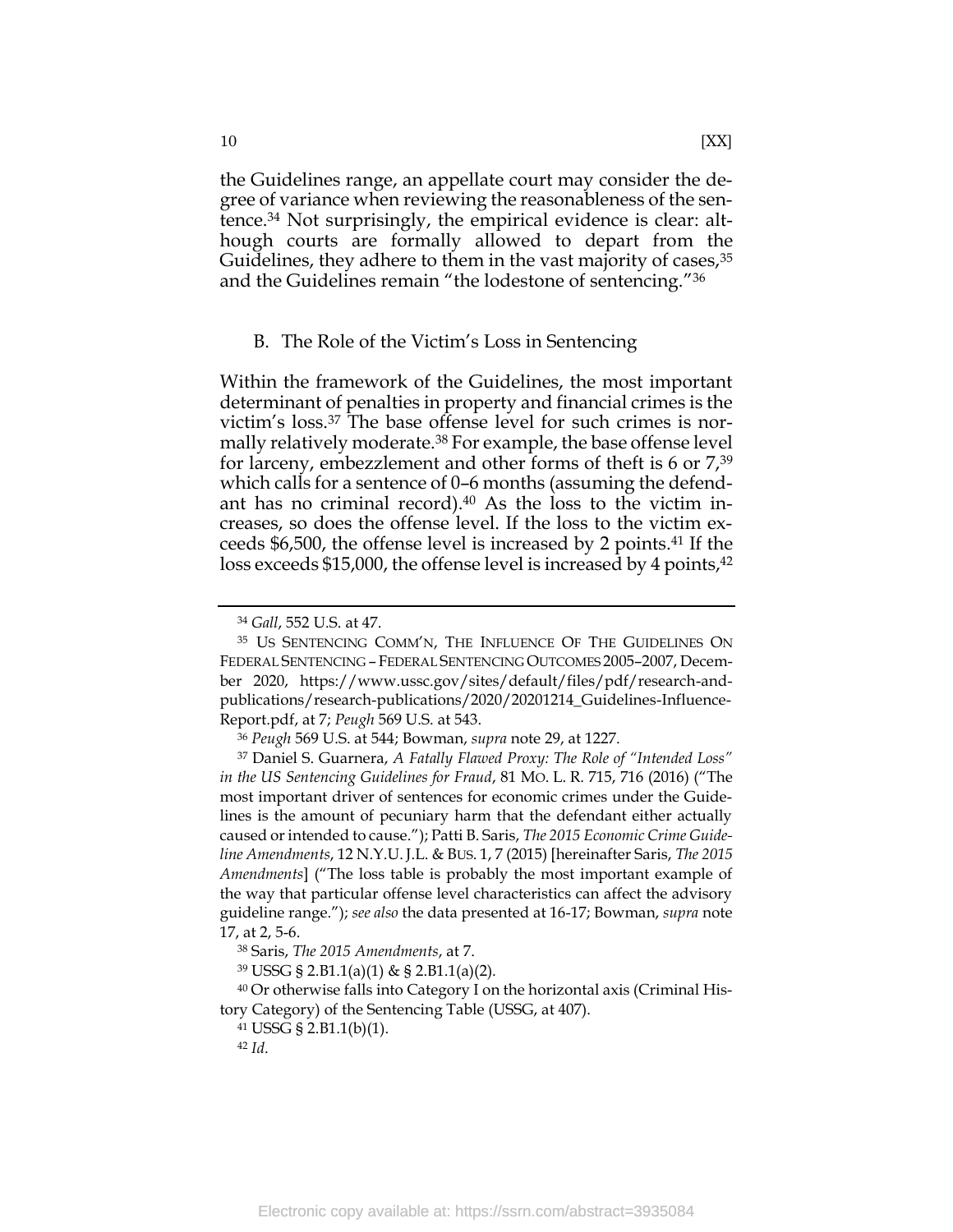the Guidelines range, an appellate court may consider the degree of variance when reviewing the reasonableness of the sentence.[34] Not surprisingly, the empirical evidence is clear: although courts are formally allowed to depart from the Guidelines, they adhere to them in the vast majority of cases,[35] and the Guidelines remain "the lodestone of sentencing."[36]

### B. The Role of the Victim's Loss in Sentencing

Within the framework of the Guidelines, the most important determinant of penalties in property and financial crimes is the victim's loss.[37] The base offense level for such crimes is normally relatively moderate.[38] For example, the base offense level for larceny, embezzlement and other forms of theft is 6 or 7,[39] which calls for a sentence of 0–6 months (assuming the defendant has no criminal record).[40] As the loss to the victim increases, so does the offense level. If the loss to the victim exceeds $6,500, the offense level is increased by 2 points.[41] If the loss exceeds $15,000, the offense level is increased by 4 points,[42]

---

[34] *Gall*, 552 U.S. at 47.

[35] US SENTENCING COMM'N, THE INFLUENCE OF THE GUIDELINES ON FEDERAL SENTENCING – FEDERAL SENTENCING OUTCOMES 2005–2007, December 2020, https://www.ussc.gov/sites/default/files/pdf/research-and-publications/research-publications/2020/20201214_Guidelines-Influence-Report.pdf, at 7; *Peugh* 569 U.S. at 543.

[36] *Peugh* 569 U.S. at 544; Bowman, *supra* note 29, at 1227.

[37] Daniel S. Guarnera, *A Fatally Flawed Proxy: The Role of "Intended Loss" in the US Sentencing Guidelines for Fraud*, 81 MO. L. R. 715, 716 (2016) ("The most important driver of sentences for economic crimes under the Guidelines is the amount of pecuniary harm that the defendant either actually caused or intended to cause."); Patti B. Saris, *The 2015 Economic Crime Guideline Amendments*, 12 N.Y.U. J.L. & BUS. 1, 7 (2015) [hereinafter Saris, *The 2015 Amendments*] ("The loss table is probably the most important example of the way that particular offense level characteristics can affect the advisory guideline range."); *see also* the data presented at 16-17; Bowman, *supra* note 17, at 2, 5-6.

[38] Saris, *The 2015 Amendments*, at 7.

[39] USSG § 2.B1.1(a)(1) & § 2.B1.1(a)(2).

[40] Or otherwise falls into Category I on the horizontal axis (Criminal History Category) of the Sentencing Table (USSG, at 407).

[41] USSG § 2.B1.1(b)(1).

[42] *Id*.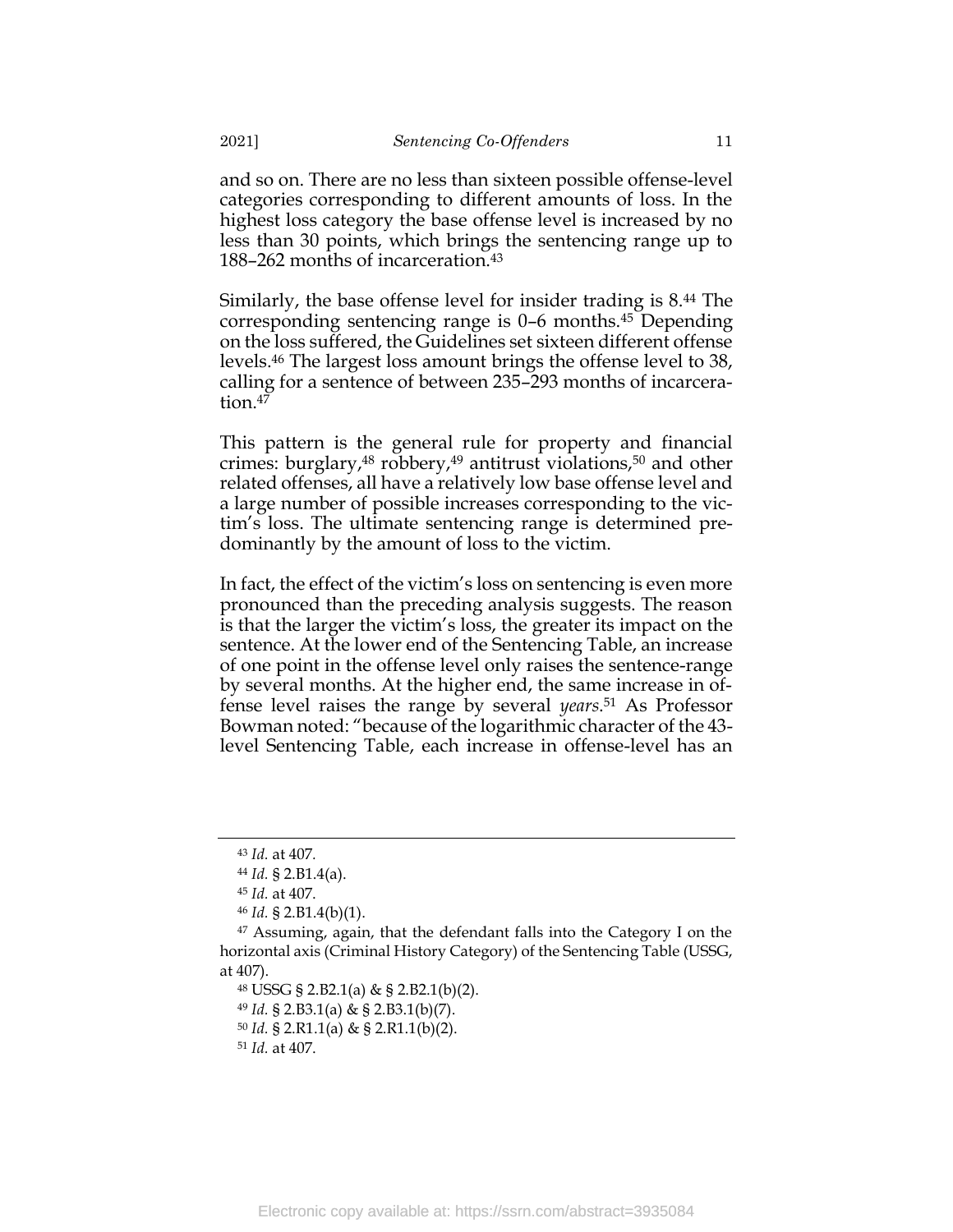and so on. There are no less than sixteen possible offense-level categories corresponding to different amounts of loss. In the highest loss category the base offense level is increased by no less than 30 points, which brings the sentencing range up to 188–262 months of incarceration.[43]

Similarly, the base offense level for insider trading is 8.[44] The corresponding sentencing range is 0–6 months.[45] Depending on the loss suffered, the Guidelines set sixteen different offense levels.[46] The largest loss amount brings the offense level to 38, calling for a sentence of between 235–293 months of incarceration.[47]

This pattern is the general rule for property and financial crimes: burglary,[48] robbery,[49] antitrust violations,[50] and other related offenses, all have a relatively low base offense level and a large number of possible increases corresponding to the victim's loss. The ultimate sentencing range is determined predominantly by the amount of loss to the victim.

In fact, the effect of the victim's loss on sentencing is even more pronounced than the preceding analysis suggests. The reason is that the larger the victim's loss, the greater its impact on the sentence. At the lower end of the Sentencing Table, an increase of one point in the offense level only raises the sentence-range by several months. At the higher end, the same increase in offense level raises the range by several *years*.[51] As Professor Bowman noted: "because of the logarithmic character of the 43-level Sentencing Table, each increase in offense-level has an

---

[43] *Id.* at 407.

[44] *Id.* § 2.B1.4(a).

[45] *Id.* at 407.

[46] *Id.* § 2.B1.4(b)(1).

[47] Assuming, again, that the defendant falls into the Category I on the horizontal axis (Criminal History Category) of the Sentencing Table (USSG, at 407).

[48] USSG § 2.B2.1(a) & § 2.B2.1(b)(2).

[49] *Id.* § 2.B3.1(a) & § 2.B3.1(b)(7).

[50] *Id.* § 2.R1.1(a) & § 2.R1.1(b)(2).

[51] *Id.* at 407.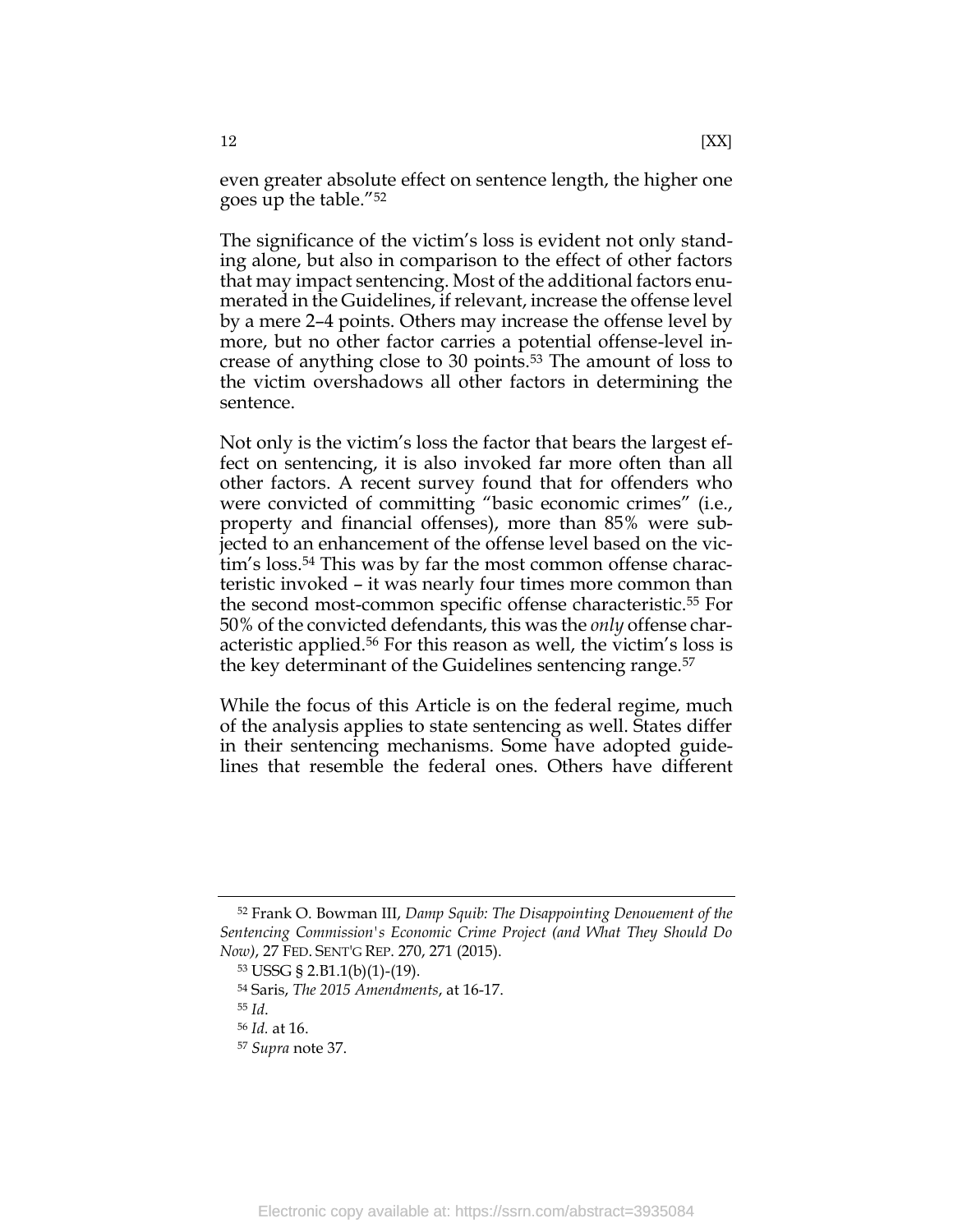even greater absolute effect on sentence length, the higher one goes up the table."[52]

The significance of the victim's loss is evident not only standing alone, but also in comparison to the effect of other factors that may impact sentencing. Most of the additional factors enumerated in the Guidelines, if relevant, increase the offense level by a mere 2–4 points. Others may increase the offense level by more, but no other factor carries a potential offense-level increase of anything close to 30 points.[53] The amount of loss to the victim overshadows all other factors in determining the sentence.

Not only is the victim's loss the factor that bears the largest effect on sentencing, it is also invoked far more often than all other factors. A recent survey found that for offenders who were convicted of committing "basic economic crimes" (i.e., property and financial offenses), more than 85% were subjected to an enhancement of the offense level based on the victim's loss.[54] This was by far the most common offense characteristic invoked – it was nearly four times more common than the second most-common specific offense characteristic.[55] For 50% of the convicted defendants, this was the *only* offense characteristic applied.[56] For this reason as well, the victim's loss is the key determinant of the Guidelines sentencing range.[57]

While the focus of this Article is on the federal regime, much of the analysis applies to state sentencing as well. States differ in their sentencing mechanisms. Some have adopted guidelines that resemble the federal ones. Others have different

---

[52] Frank O. Bowman III, *Damp Squib: The Disappointing Denouement of the Sentencing Commission's Economic Crime Project (and What They Should Do Now)*, 27 FED. SENT'G REP. 270, 271 (2015).

[53] USSG § 2.B1.1(b)(1)-(19).

[54] Saris, *The 2015 Amendments*, at 16-17.

[55] *Id*.

[56] *Id.* at 16.

[57] *Supra* note 37.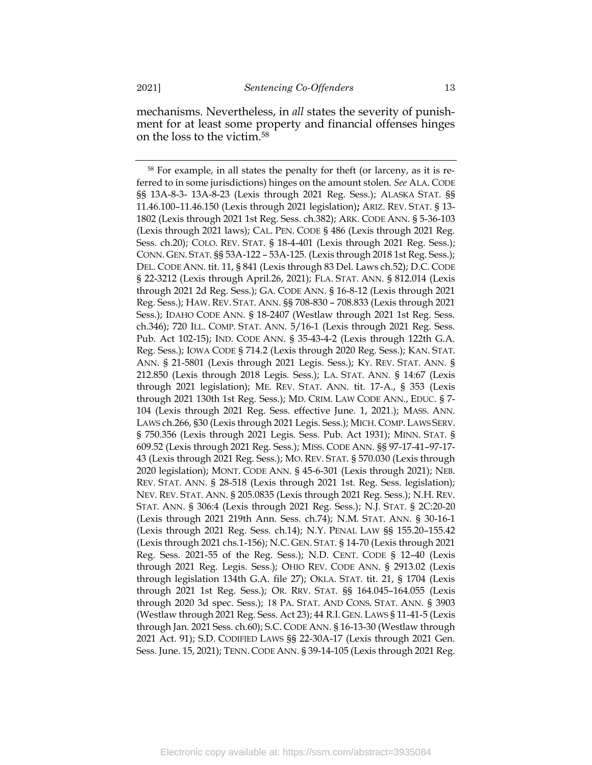mechanisms. Nevertheless, in *all* states the severity of punishment for at least some property and financial offenses hinges on the loss to the victim.[58]

---

[58] For example, in all states the penalty for theft (or larceny, as it is referred to in some jurisdictions) hinges on the amount stolen. *See* ALA. CODE §§ 13A-8-3- 13A-8-23 (Lexis through 2021 Reg. Sess.); ALASKA STAT. §§ 11.46.100–11.46.150 (Lexis through 2021 legislation)**;** ARIZ. REV. STAT. § 13-1802 (Lexis through 2021 1st Reg. Sess. ch.382); ARK. CODE ANN. § 5-36-103 (Lexis through 2021 laws); CAL. PEN. CODE § 486 (Lexis through 2021 Reg. Sess. ch.20); COLO. REV. STAT. § 18-4-401 (Lexis through 2021 Reg. Sess.); CONN. GEN. STAT. §§ 53A-122 – 53A-125. (Lexis through 2018 1st Reg. Sess.); DEL. CODE ANN. tit. 11, § 841 (Lexis through 83 Del. Laws ch.52); D.C. CODE § 22-3212 (Lexis through April.26, 2021); FLA. STAT. ANN. § 812.014 (Lexis through 2021 2d Reg. Sess.); GA. CODE ANN. § 16-8-12 (Lexis through 2021 Reg. Sess.); HAW. REV. STAT. ANN. §§ 708-830 – 708.833 (Lexis through 2021 Sess.); IDAHO CODE ANN. § 18-2407 (Westlaw through 2021 1st Reg. Sess. ch.346); 720 ILL. COMP. STAT. ANN. 5/16-1 (Lexis through 2021 Reg. Sess. Pub. Act 102-15); IND. CODE ANN. § 35-43-4-2 (Lexis through 122th G.A. Reg. Sess.); IOWA CODE § 714.2 (Lexis through 2020 Reg. Sess.); KAN. STAT. ANN. § 21-5801 (Lexis through 2021 Legis. Sess.); KY. REV. STAT. ANN. § 212.850 (Lexis through 2018 Legis. Sess.); LA. STAT. ANN. § 14:67 (Lexis through 2021 legislation); ME. REV. STAT. ANN. tit. 17-A., § 353 (Lexis through 2021 130th 1st Reg. Sess.); MD. CRIM. LAW CODE ANN., EDUC. § 7-104 (Lexis through 2021 Reg. Sess. effective June. 1, 2021.); MASS. ANN. LAWS ch.266, §30 (Lexis through 2021 Legis. Sess.); MICH. COMP. LAWS SERV. § 750.356 (Lexis through 2021 Legis. Sess. Pub. Act 1931); MINN. STAT. § 609.52 (Lexis through 2021 Reg. Sess.); MISS. CODE ANN. §§ 97-17-41–97-17-43 (Lexis through 2021 Reg. Sess.); MO. REV. STAT. § 570.030 (Lexis through 2020 legislation); MONT. CODE ANN. § 45-6-301 (Lexis through 2021); NEB. REV. STAT. ANN. § 28-518 (Lexis through 2021 1st. Reg. Sess. legislation); NEV. REV. STAT. ANN. § 205.0835 (Lexis through 2021 Reg. Sess.); N.H. REV. STAT. ANN. § 306:4 (Lexis through 2021 Reg. Sess.); N.J. STAT. § 2C:20-20 (Lexis through 2021 219th Ann. Sess. ch.74); N.M. STAT. ANN. § 30-16-1 (Lexis through 2021 Reg. Sess. ch.14); N.Y. PENAL LAW §§ 155.20–155.42 (Lexis through 2021 chs.1-156); N.C. GEN. STAT. § 14-70 (Lexis through 2021 Reg. Sess. 2021-55 of the Reg. Sess.); N.D. CENT. CODE § 12–40 (Lexis through 2021 Reg. Legis. Sess.); OHIO REV. CODE ANN. § 2913.02 (Lexis through legislation 134th G.A. file 27); OKLA. STAT. tit. 21, § 1704 (Lexis through 2021 1st Reg. Sess.); OR. RRV. STAT. §§ 164.045–164.055 (Lexis through 2020 3d spec. Sess.); 18 PA. STAT. AND CONS. STAT. ANN. § 3903 (Westlaw through 2021 Reg. Sess. Act 23); 44 R.I. GEN. LAWS § 11-41-5 (Lexis through Jan. 2021 Sess. ch.60); S.C. CODE ANN. § 16-13-30 (Westlaw through 2021 Act. 91); S.D. CODIFIED LAWS §§ 22-30A-17 (Lexis through 2021 Gen. Sess. June. 15, 2021); TENN. CODE ANN. § 39-14-105 (Lexis through 2021 Reg.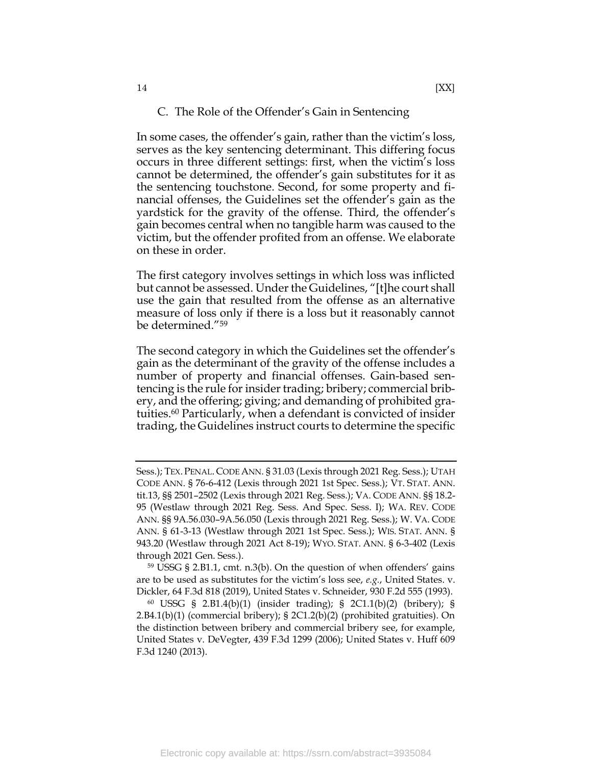### C. The Role of the Offender's Gain in Sentencing

In some cases, the offender's gain, rather than the victim's loss, serves as the key sentencing determinant. This differing focus occurs in three different settings: first, when the victim's loss cannot be determined, the offender's gain substitutes for it as the sentencing touchstone. Second, for some property and financial offenses, the Guidelines set the offender's gain as the yardstick for the gravity of the offense. Third, the offender's gain becomes central when no tangible harm was caused to the victim, but the offender profited from an offense. We elaborate on these in order.

The first category involves settings in which loss was inflicted but cannot be assessed. Under the Guidelines, "[t]he court shall use the gain that resulted from the offense as an alternative measure of loss only if there is a loss but it reasonably cannot be determined."[59]

The second category in which the Guidelines set the offender's gain as the determinant of the gravity of the offense includes a number of property and financial offenses. Gain-based sentencing is the rule for insider trading; bribery; commercial bribery, and the offering; giving; and demanding of prohibited gratuities.[60] Particularly, when a defendant is convicted of insider trading, the Guidelines instruct courts to determine the specific

---

Sess.); TEX. PENAL. CODE ANN. § 31.03 (Lexis through 2021 Reg. Sess.); UTAH CODE ANN. § 76-6-412 (Lexis through 2021 1st Spec. Sess.); VT. STAT. ANN. tit.13, §§ 2501–2502 (Lexis through 2021 Reg. Sess.); VA. CODE ANN. §§ 18.2-95 (Westlaw through 2021 Reg. Sess. And Spec. Sess. I); WA. REV. CODE ANN. §§ 9A.56.030–9A.56.050 (Lexis through 2021 Reg. Sess.); W. VA. CODE ANN. § 61-3-13 (Westlaw through 2021 1st Spec. Sess.); WIS. STAT. ANN. § 943.20 (Westlaw through 2021 Act 8-19); WYO. STAT. ANN. § 6-3-402 (Lexis through 2021 Gen. Sess.).

[59] USSG § 2.B1.1, cmt. n.3(b). On the question of when offenders' gains are to be used as substitutes for the victim's loss see, *e.g.*, United States. v. Dickler, 64 F.3d 818 (2019), United States v. Schneider, 930 F.2d 555 (1993).

[60] USSG § 2.B1.4(b)(1) (insider trading); § 2C1.1(b)(2) (bribery); § 2.B4.1(b)(1) (commercial bribery); § 2C1.2(b)(2) (prohibited gratuities). On the distinction between bribery and commercial bribery see, for example, United States v. DeVegter, 439 F.3d 1299 (2006); United States v. Huff 609 F.3d 1240 (2013).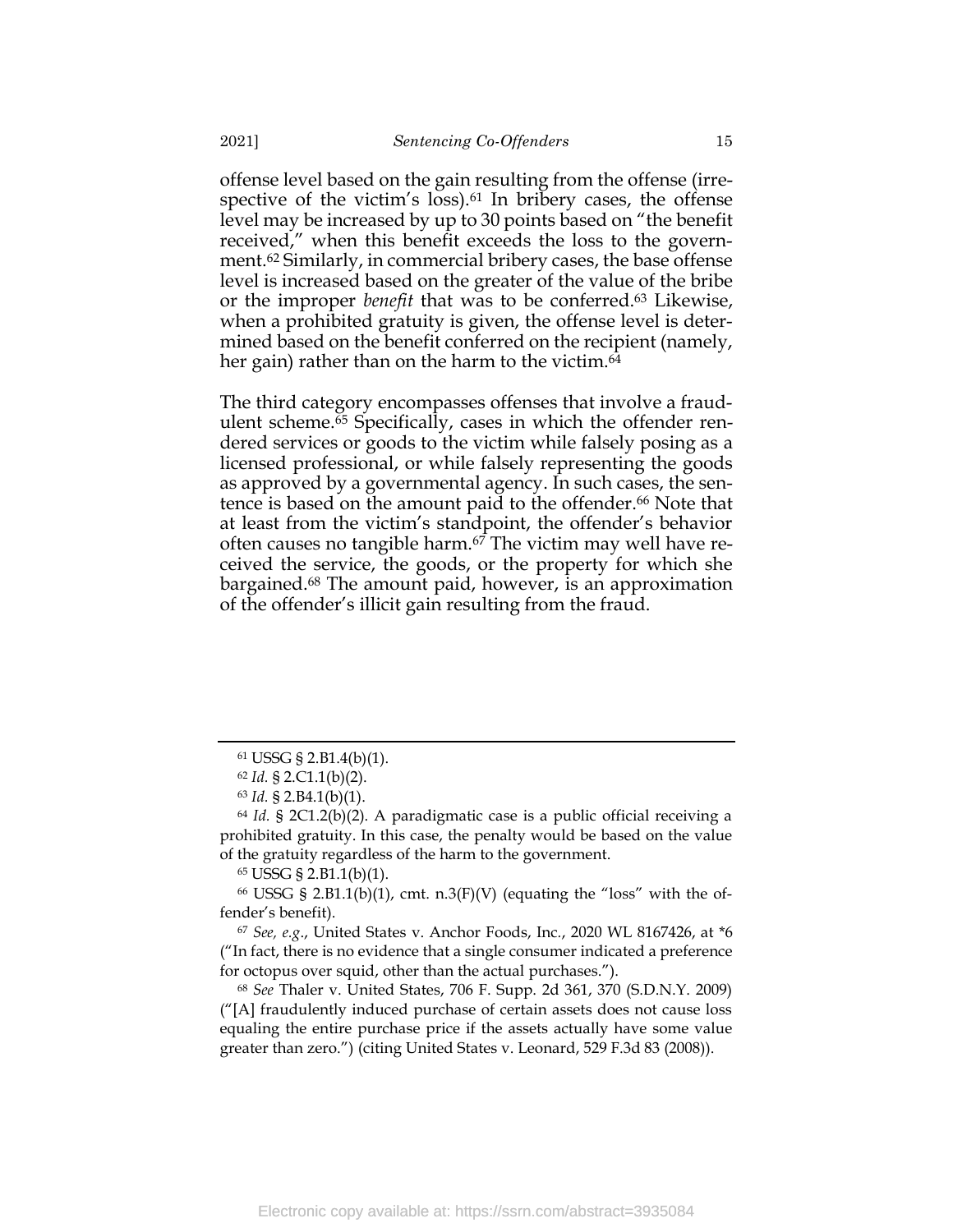offense level based on the gain resulting from the offense (irrespective of the victim's loss).[61] In bribery cases, the offense level may be increased by up to 30 points based on "the benefit received," when this benefit exceeds the loss to the government.[62] Similarly, in commercial bribery cases, the base offense level is increased based on the greater of the value of the bribe or the improper *benefit* that was to be conferred.[63] Likewise, when a prohibited gratuity is given, the offense level is determined based on the benefit conferred on the recipient (namely, her gain) rather than on the harm to the victim.[64]

The third category encompasses offenses that involve a fraudulent scheme.[65] Specifically, cases in which the offender rendered services or goods to the victim while falsely posing as a licensed professional, or while falsely representing the goods as approved by a governmental agency. In such cases, the sentence is based on the amount paid to the offender.[66] Note that at least from the victim's standpoint, the offender's behavior often causes no tangible harm.[67] The victim may well have received the service, the goods, or the property for which she bargained.[68] The amount paid, however, is an approximation of the offender's illicit gain resulting from the fraud.

---

[61] USSG § 2.B1.4(b)(1).

[62] *Id.* § 2.C1.1(b)(2).

[63] *Id.* § 2.B4.1(b)(1).

[64] *Id.* § 2C1.2(b)(2). A paradigmatic case is a public official receiving a prohibited gratuity. In this case, the penalty would be based on the value of the gratuity regardless of the harm to the government.

[65] USSG § 2.B1.1(b)(1).

[66] USSG § 2.B1.1(b)(1), cmt. n.3(F)(V) (equating the "loss" with the offender's benefit).

[67] *See, e.g.*, United States v. Anchor Foods, Inc., 2020 WL 8167426, at *6 ("In fact, there is no evidence that a single consumer indicated a preference for octopus over squid, other than the actual purchases.").

[68] *See* Thaler v. United States, 706 F. Supp. 2d 361, 370 (S.D.N.Y. 2009) ("[A] fraudulently induced purchase of certain assets does not cause loss equaling the entire purchase price if the assets actually have some value greater than zero.") (citing United States v. Leonard, 529 F.3d 83 (2008)).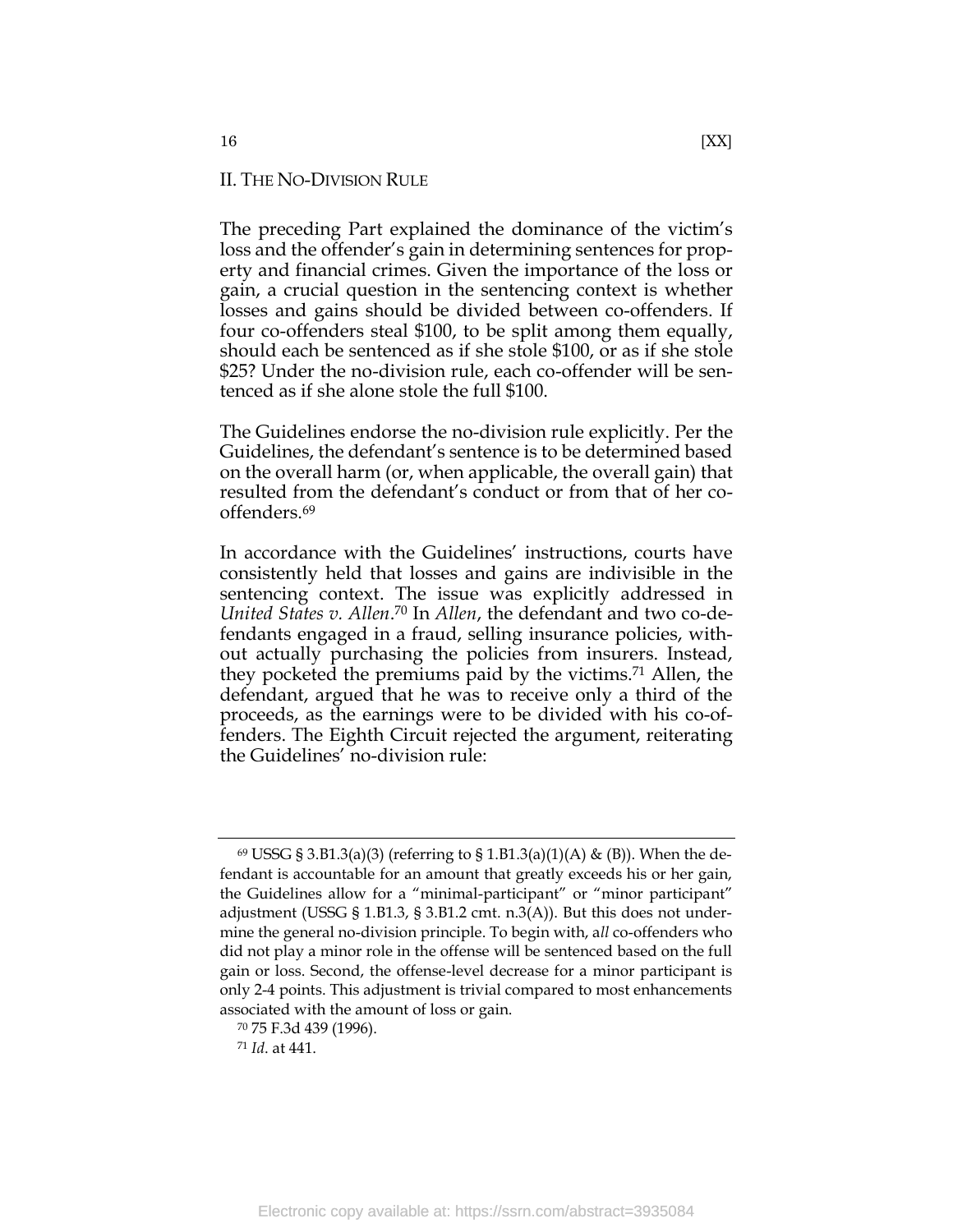## II. THE NO-DIVISION RULE

The preceding Part explained the dominance of the victim's loss and the offender's gain in determining sentences for property and financial crimes. Given the importance of the loss or gain, a crucial question in the sentencing context is whether losses and gains should be divided between co-offenders. If four co-offenders steal $100, to be split among them equally, should each be sentenced as if she stole $100, or as if she stole $25? Under the no-division rule, each co-offender will be sentenced as if she alone stole the full $100.

The Guidelines endorse the no-division rule explicitly. Per the Guidelines, the defendant's sentence is to be determined based on the overall harm (or, when applicable, the overall gain) that resulted from the defendant's conduct or from that of her co-offenders.[69]

In accordance with the Guidelines' instructions, courts have consistently held that losses and gains are indivisible in the sentencing context. The issue was explicitly addressed in *United States v. Allen*.[70] In *Allen*, the defendant and two co-defendants engaged in a fraud, selling insurance policies, without actually purchasing the policies from insurers. Instead, they pocketed the premiums paid by the victims.[71] Allen, the defendant, argued that he was to receive only a third of the proceeds, as the earnings were to be divided with his co-offenders. The Eighth Circuit rejected the argument, reiterating the Guidelines' no-division rule:

---

[69] USSG § 3.B1.3(a)(3) (referring to § 1.B1.3(a)(1)(A) & (B)). When the defendant is accountable for an amount that greatly exceeds his or her gain, the Guidelines allow for a "minimal-participant" or "minor participant" adjustment (USSG § 1.B1.3, § 3.B1.2 cmt. n.3(A)). But this does not undermine the general no-division principle. To begin with, a*ll* co-offenders who did not play a minor role in the offense will be sentenced based on the full gain or loss. Second, the offense-level decrease for a minor participant is only 2-4 points. This adjustment is trivial compared to most enhancements associated with the amount of loss or gain.

[70] 75 F.3d 439 (1996).

[71] *Id*. at 441.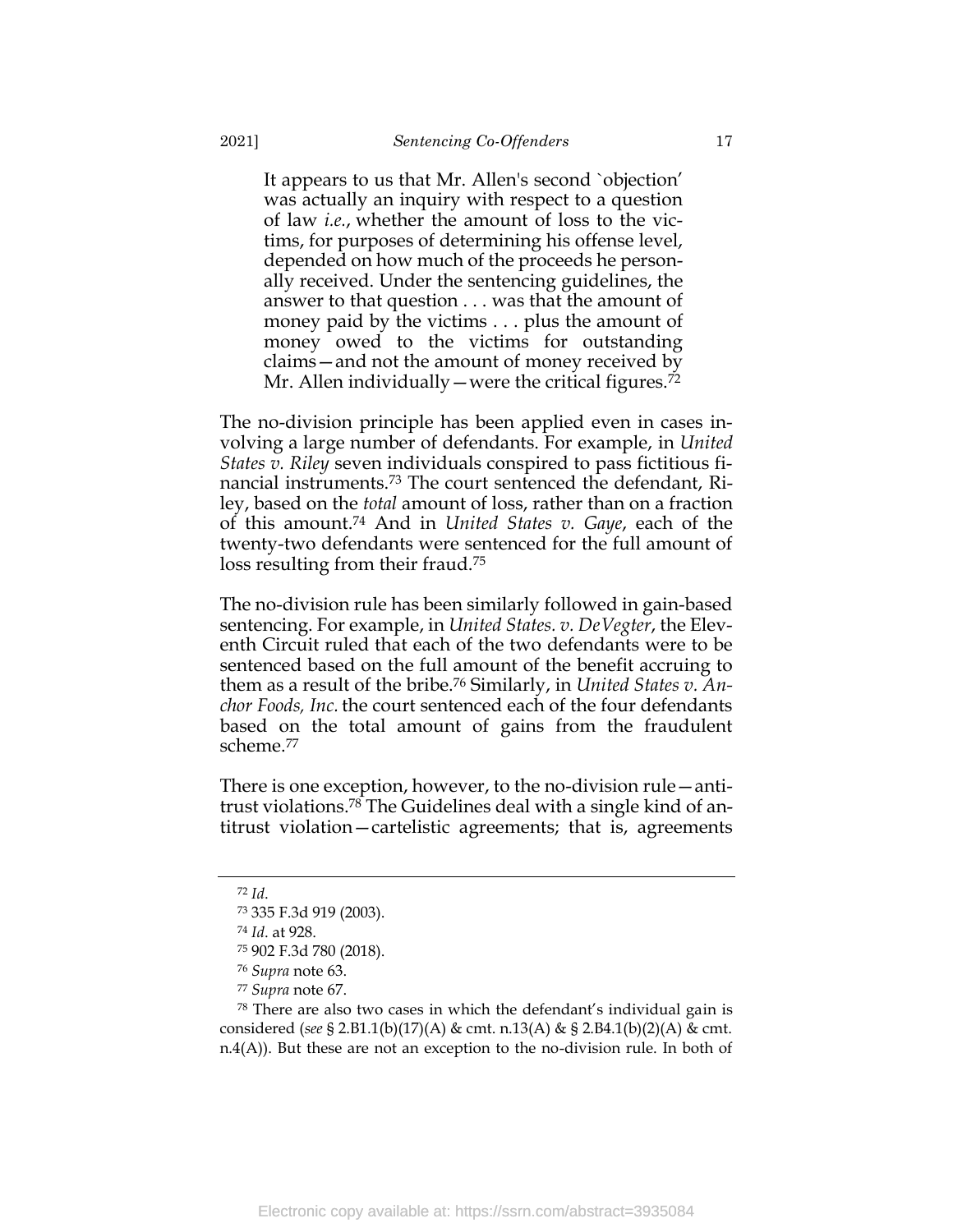> It appears to us that Mr. Allen's second `objection' was actually an inquiry with respect to a question of law *i.e.*, whether the amount of loss to the victims, for purposes of determining his offense level, depended on how much of the proceeds he personally received. Under the sentencing guidelines, the answer to that question . . . was that the amount of money paid by the victims . . . plus the amount of money owed to the victims for outstanding claims—and not the amount of money received by Mr. Allen individually—were the critical figures.[72]

The no-division principle has been applied even in cases involving a large number of defendants. For example, in *United States v. Riley* seven individuals conspired to pass fictitious financial instruments.[73] The court sentenced the defendant, Riley, based on the *total* amount of loss, rather than on a fraction of this amount.[74] And in *United States v. Gaye*, each of the twenty-two defendants were sentenced for the full amount of loss resulting from their fraud.[75]

The no-division rule has been similarly followed in gain-based sentencing. For example, in *United States. v. DeVegter*, the Eleventh Circuit ruled that each of the two defendants were to be sentenced based on the full amount of the benefit accruing to them as a result of the bribe.[76] Similarly, in *United States v. Anchor Foods, Inc.* the court sentenced each of the four defendants based on the total amount of gains from the fraudulent scheme.[77]

There is one exception, however, to the no-division rule—antitrust violations.[78] The Guidelines deal with a single kind of antitrust violation—cartelistic agreements; that is, agreements

---

[72] *Id*.

[73] 335 F.3d 919 (2003).

[74] *Id*. at 928.

[75] 902 F.3d 780 (2018).

[76] *Supra* note 63.

[77] *Supra* note 67.

[78] There are also two cases in which the defendant's individual gain is considered (*see* § 2.B1.1(b)(17)(A) & cmt. n.13(A) & § 2.B4.1(b)(2)(A) & cmt. n.4(A)). But these are not an exception to the no-division rule. In both of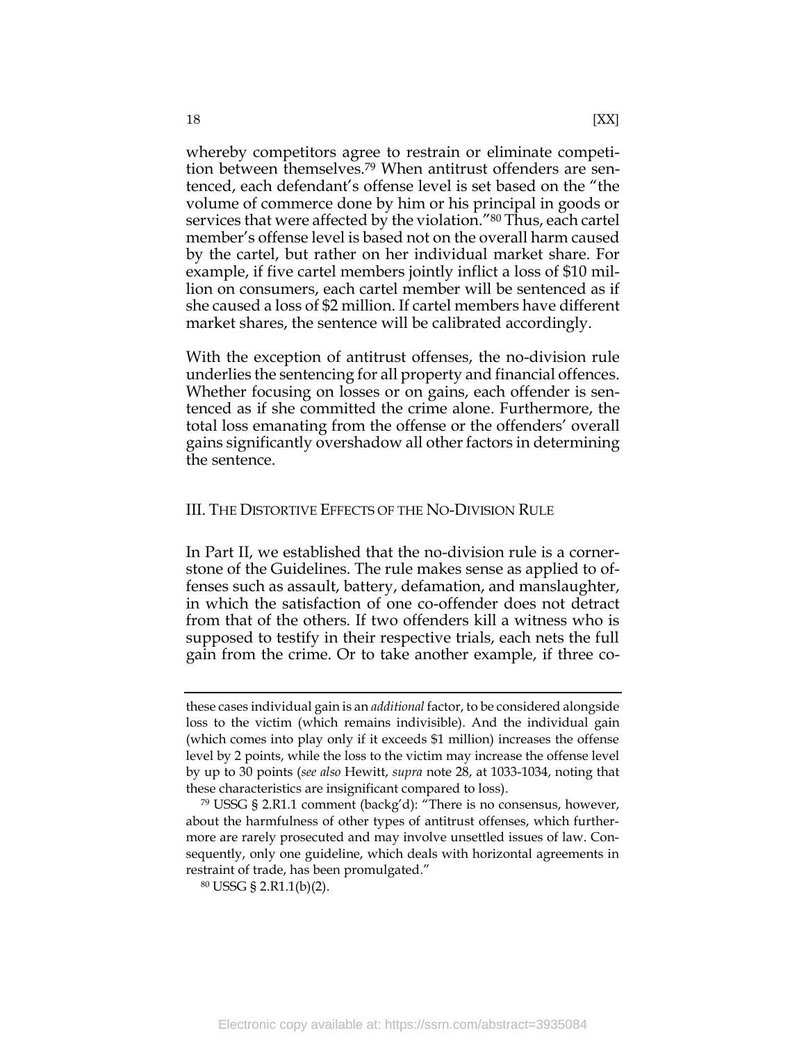whereby competitors agree to restrain or eliminate competition between themselves.[79] When antitrust offenders are sentenced, each defendant's offense level is set based on the "the volume of commerce done by him or his principal in goods or services that were affected by the violation."[80] Thus, each cartel member's offense level is based not on the overall harm caused by the cartel, but rather on her individual market share. For example, if five cartel members jointly inflict a loss of $10 million on consumers, each cartel member will be sentenced as if she caused a loss of $2 million. If cartel members have different market shares, the sentence will be calibrated accordingly.

With the exception of antitrust offenses, the no-division rule underlies the sentencing for all property and financial offences. Whether focusing on losses or on gains, each offender is sentenced as if she committed the crime alone. Furthermore, the total loss emanating from the offense or the offenders' overall gains significantly overshadow all other factors in determining the sentence.

## III. The Distortive Effects of the No-Division Rule

In Part II, we established that the no-division rule is a cornerstone of the Guidelines. The rule makes sense as applied to offenses such as assault, battery, defamation, and manslaughter, in which the satisfaction of one co-offender does not detract from that of the others. If two offenders kill a witness who is supposed to testify in their respective trials, each nets the full gain from the crime. Or to take another example, if three co-

---

these cases individual gain is an *additional* factor, to be considered alongside loss to the victim (which remains indivisible). And the individual gain (which comes into play only if it exceeds $1 million) increases the offense level by 2 points, while the loss to the victim may increase the offense level by up to 30 points (*see also* Hewitt, *supra* note 28, at 1033-1034, noting that these characteristics are insignificant compared to loss).

[79] USSG § 2.R1.1 comment (backg'd): "There is no consensus, however, about the harmfulness of other types of antitrust offenses, which furthermore are rarely prosecuted and may involve unsettled issues of law. Consequently, only one guideline, which deals with horizontal agreements in restraint of trade, has been promulgated."

[80] USSG § 2.R1.1(b)(2).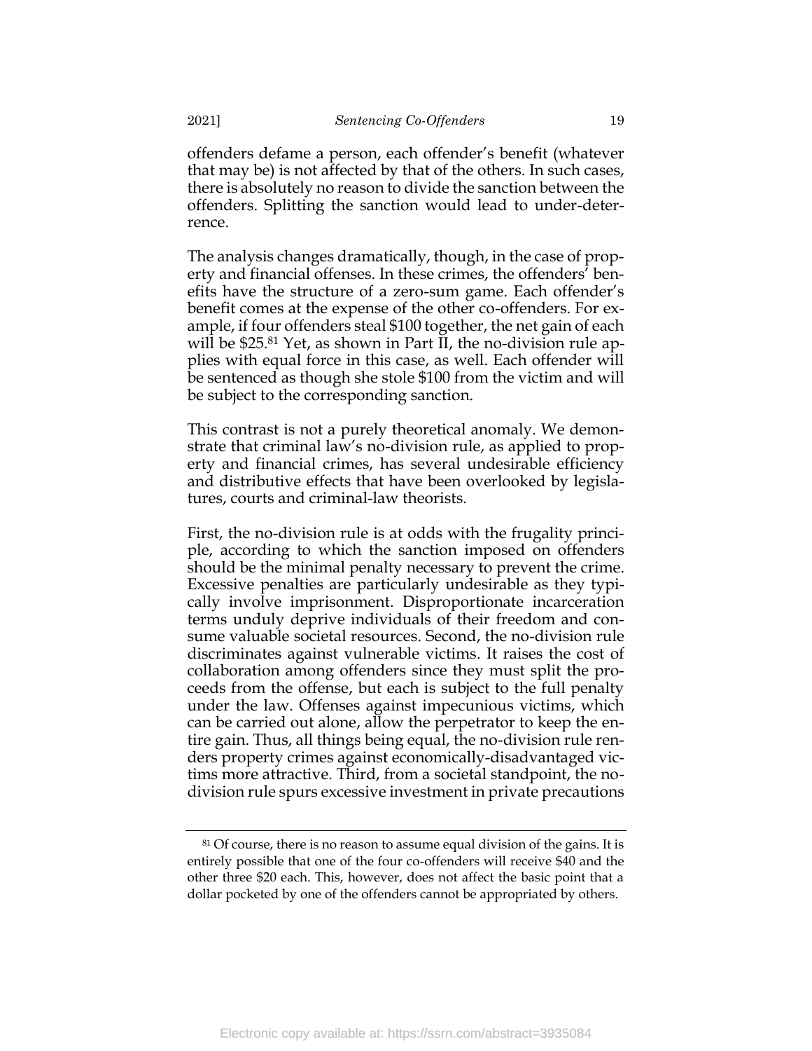offenders defame a person, each offender's benefit (whatever that may be) is not affected by that of the others. In such cases, there is absolutely no reason to divide the sanction between the offenders. Splitting the sanction would lead to under-deterrence.

The analysis changes dramatically, though, in the case of property and financial offenses. In these crimes, the offenders' benefits have the structure of a zero-sum game. Each offender's benefit comes at the expense of the other co-offenders. For example, if four offenders steal $100 together, the net gain of each will be $25.[81] Yet, as shown in Part II, the no-division rule applies with equal force in this case, as well. Each offender will be sentenced as though she stole $100 from the victim and will be subject to the corresponding sanction.

This contrast is not a purely theoretical anomaly. We demonstrate that criminal law's no-division rule, as applied to property and financial crimes, has several undesirable efficiency and distributive effects that have been overlooked by legislatures, courts and criminal-law theorists.

First, the no-division rule is at odds with the frugality principle, according to which the sanction imposed on offenders should be the minimal penalty necessary to prevent the crime. Excessive penalties are particularly undesirable as they typically involve imprisonment. Disproportionate incarceration terms unduly deprive individuals of their freedom and consume valuable societal resources. Second, the no-division rule discriminates against vulnerable victims. It raises the cost of collaboration among offenders since they must split the proceeds from the offense, but each is subject to the full penalty under the law. Offenses against impecunious victims, which can be carried out alone, allow the perpetrator to keep the entire gain. Thus, all things being equal, the no-division rule renders property crimes against economically-disadvantaged victims more attractive. Third, from a societal standpoint, the no-division rule spurs excessive investment in private precautions

[81] Of course, there is no reason to assume equal division of the gains. It is entirely possible that one of the four co-offenders will receive $40 and the other three $20 each. This, however, does not affect the basic point that a dollar pocketed by one of the offenders cannot be appropriated by others.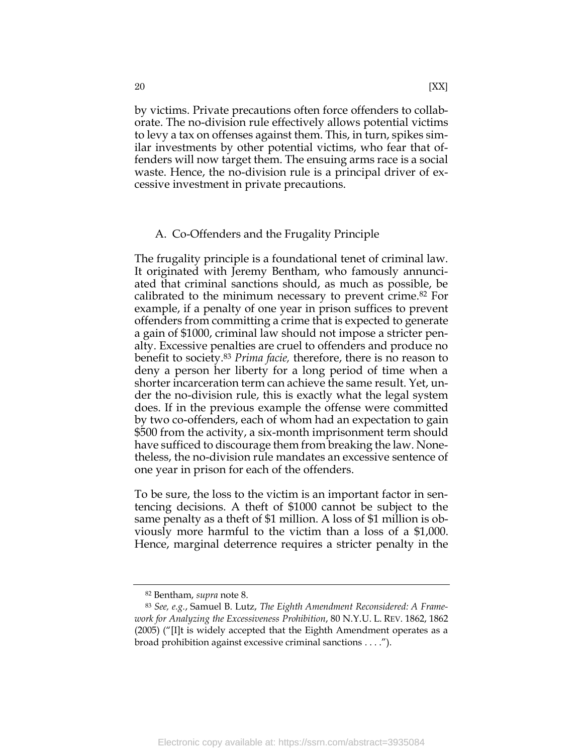by victims. Private precautions often force offenders to collaborate. The no-division rule effectively allows potential victims to levy a tax on offenses against them. This, in turn, spikes similar investments by other potential victims, who fear that offenders will now target them. The ensuing arms race is a social waste. Hence, the no-division rule is a principal driver of excessive investment in private precautions.

### A. Co-Offenders and the Frugality Principle

The frugality principle is a foundational tenet of criminal law. It originated with Jeremy Bentham, who famously annunciated that criminal sanctions should, as much as possible, be calibrated to the minimum necessary to prevent crime.[82] For example, if a penalty of one year in prison suffices to prevent offenders from committing a crime that is expected to generate a gain of $1000, criminal law should not impose a stricter penalty. Excessive penalties are cruel to offenders and produce no benefit to society.[83] *Prima facie,* therefore, there is no reason to deny a person her liberty for a long period of time when a shorter incarceration term can achieve the same result. Yet, under the no-division rule, this is exactly what the legal system does. If in the previous example the offense were committed by two co-offenders, each of whom had an expectation to gain $500 from the activity, a six-month imprisonment term should have sufficed to discourage them from breaking the law. Nonetheless, the no-division rule mandates an excessive sentence of one year in prison for each of the offenders.

To be sure, the loss to the victim is an important factor in sentencing decisions. A theft of $1000 cannot be subject to the same penalty as a theft of $1 million. A loss of $1 million is obviously more harmful to the victim than a loss of a $1,000. Hence, marginal deterrence requires a stricter penalty in the

---

[82] Bentham, *supra* note 8.

[83] *See, e.g.*, Samuel B. Lutz, *The Eighth Amendment Reconsidered: A Framework for Analyzing the Excessiveness Prohibition*, 80 N.Y.U. L. REV. 1862, 1862 (2005) ("[I]t is widely accepted that the Eighth Amendment operates as a broad prohibition against excessive criminal sanctions . . . .").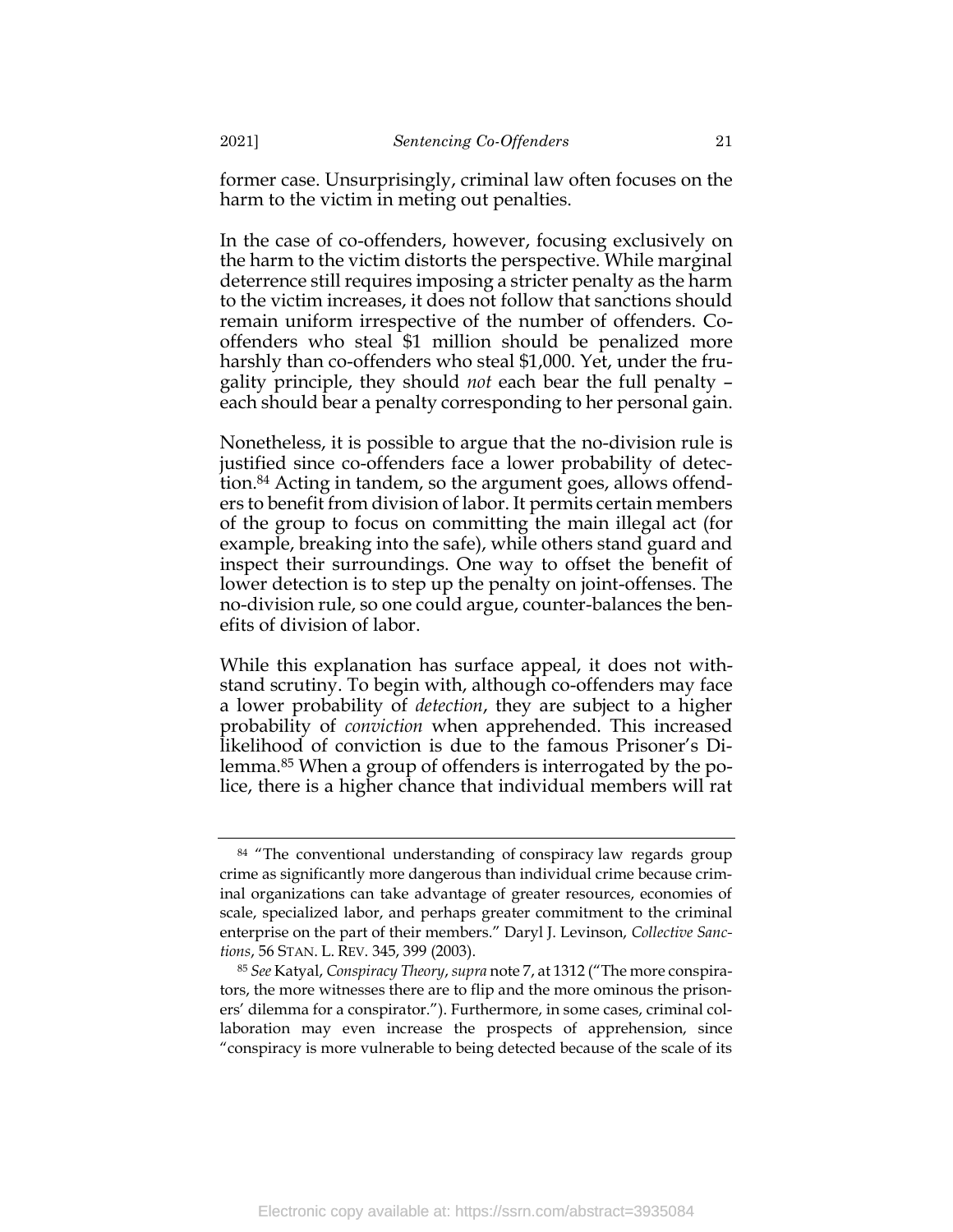former case. Unsurprisingly, criminal law often focuses on the harm to the victim in meting out penalties.

In the case of co-offenders, however, focusing exclusively on the harm to the victim distorts the perspective. While marginal deterrence still requires imposing a stricter penalty as the harm to the victim increases, it does not follow that sanctions should remain uniform irrespective of the number of offenders. Co-offenders who steal $1 million should be penalized more harshly than co-offenders who steal $1,000. Yet, under the frugality principle, they should *not* each bear the full penalty – each should bear a penalty corresponding to her personal gain.

Nonetheless, it is possible to argue that the no-division rule is justified since co-offenders face a lower probability of detection.[84] Acting in tandem, so the argument goes, allows offenders to benefit from division of labor. It permits certain members of the group to focus on committing the main illegal act (for example, breaking into the safe), while others stand guard and inspect their surroundings. One way to offset the benefit of lower detection is to step up the penalty on joint-offenses. The no-division rule, so one could argue, counter-balances the benefits of division of labor.

While this explanation has surface appeal, it does not withstand scrutiny. To begin with, although co-offenders may face a lower probability of *detection*, they are subject to a higher probability of *conviction* when apprehended. This increased likelihood of conviction is due to the famous Prisoner's Dilemma.[85] When a group of offenders is interrogated by the police, there is a higher chance that individual members will rat

---

[84] "The conventional understanding of conspiracy law regards group crime as significantly more dangerous than individual crime because criminal organizations can take advantage of greater resources, economies of scale, specialized labor, and perhaps greater commitment to the criminal enterprise on the part of their members." Daryl J. Levinson, *Collective Sanctions*, 56 STAN. L. REV. 345, 399 (2003).

[85] *See* Katyal, *Conspiracy Theory*, *supra* note 7, at 1312 ("The more conspirators, the more witnesses there are to flip and the more ominous the prisoners' dilemma for a conspirator."). Furthermore, in some cases, criminal collaboration may even increase the prospects of apprehension, since "conspiracy is more vulnerable to being detected because of the scale of its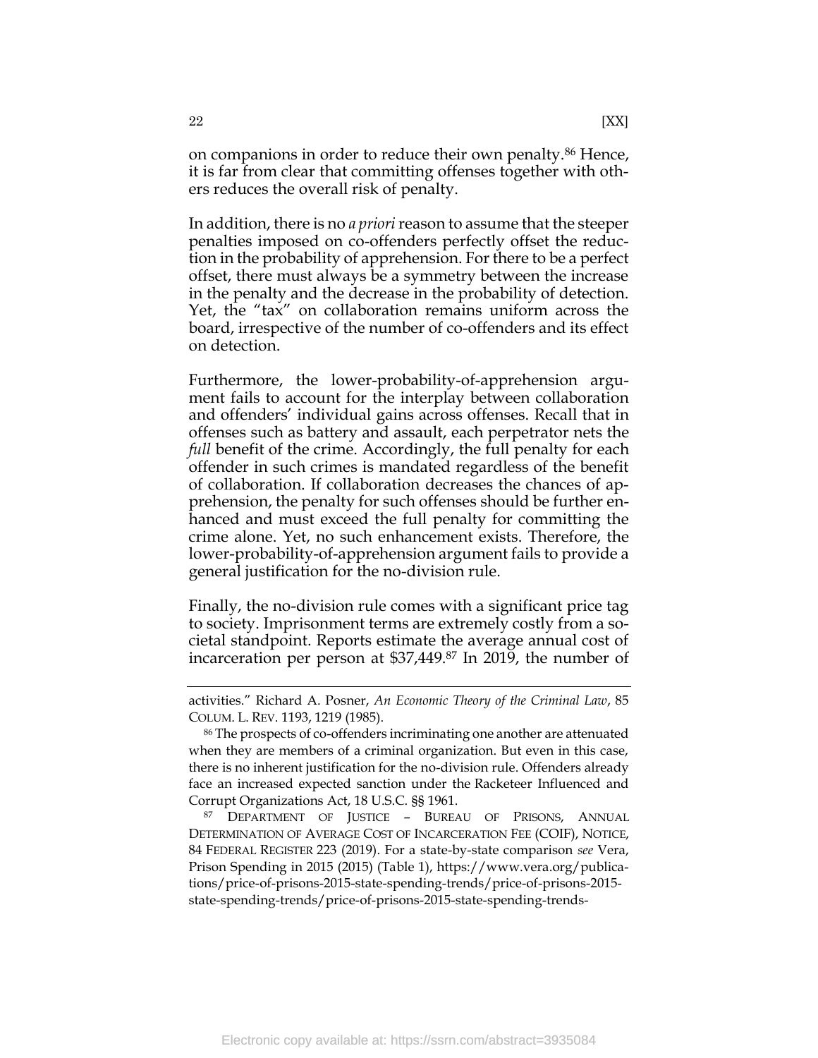on companions in order to reduce their own penalty.[86] Hence, it is far from clear that committing offenses together with others reduces the overall risk of penalty.

In addition, there is no *a priori* reason to assume that the steeper penalties imposed on co-offenders perfectly offset the reduction in the probability of apprehension. For there to be a perfect offset, there must always be a symmetry between the increase in the penalty and the decrease in the probability of detection. Yet, the "tax" on collaboration remains uniform across the board, irrespective of the number of co-offenders and its effect on detection.

Furthermore, the lower-probability-of-apprehension argument fails to account for the interplay between collaboration and offenders' individual gains across offenses. Recall that in offenses such as battery and assault, each perpetrator nets the *full* benefit of the crime. Accordingly, the full penalty for each offender in such crimes is mandated regardless of the benefit of collaboration. If collaboration decreases the chances of apprehension, the penalty for such offenses should be further enhanced and must exceed the full penalty for committing the crime alone. Yet, no such enhancement exists. Therefore, the lower-probability-of-apprehension argument fails to provide a general justification for the no-division rule.

Finally, the no-division rule comes with a significant price tag to society. Imprisonment terms are extremely costly from a societal standpoint. Reports estimate the average annual cost of incarceration per person at $37,449.[87] In 2019, the number of

---

activities." Richard A. Posner, *An Economic Theory of the Criminal Law*, 85 COLUM. L. REV. 1193, 1219 (1985).

[86] The prospects of co-offenders incriminating one another are attenuated when they are members of a criminal organization. But even in this case, there is no inherent justification for the no-division rule. Offenders already face an increased expected sanction under the Racketeer Influenced and Corrupt Organizations Act, 18 U.S.C. §§ 1961.

[87] DEPARTMENT OF JUSTICE – BUREAU OF PRISONS, ANNUAL DETERMINATION OF AVERAGE COST OF INCARCERATION FEE (COIF), NOTICE, 84 FEDERAL REGISTER 223 (2019). For a state-by-state comparison *see* Vera, Prison Spending in 2015 (2015) (Table 1), https://www.vera.org/publications/price-of-prisons-2015-state-spending-trends/price-of-prisons-2015-state-spending-trends/price-of-prisons-2015-state-spending-trends-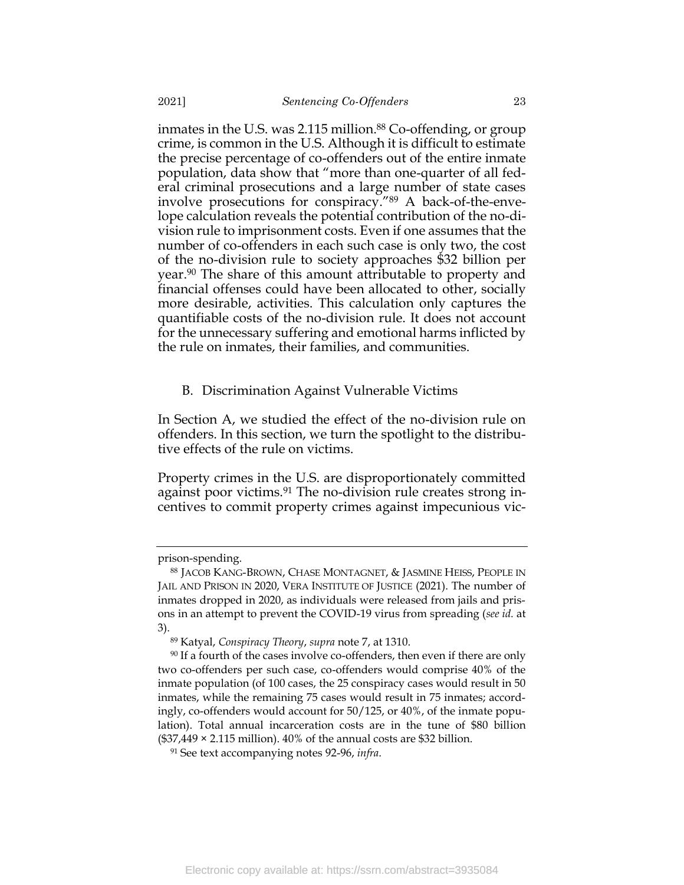inmates in the U.S. was 2.115 million.[88] Co-offending, or group crime, is common in the U.S. Although it is difficult to estimate the precise percentage of co-offenders out of the entire inmate population, data show that "more than one-quarter of all federal criminal prosecutions and a large number of state cases involve prosecutions for conspiracy."[89] A back-of-the-envelope calculation reveals the potential contribution of the no-division rule to imprisonment costs. Even if one assumes that the number of co-offenders in each such case is only two, the cost of the no-division rule to society approaches $32 billion per year.[90] The share of this amount attributable to property and financial offenses could have been allocated to other, socially more desirable, activities. This calculation only captures the quantifiable costs of the no-division rule. It does not account for the unnecessary suffering and emotional harms inflicted by the rule on inmates, their families, and communities.

## B. Discrimination Against Vulnerable Victims

In Section A, we studied the effect of the no-division rule on offenders. In this section, we turn the spotlight to the distributive effects of the rule on victims.

Property crimes in the U.S. are disproportionately committed against poor victims.[91] The no-division rule creates strong incentives to commit property crimes against impecunious vic-

---

prison-spending.

[88] JACOB KANG-BROWN, CHASE MONTAGNET, & JASMINE HEISS, PEOPLE IN JAIL AND PRISON IN 2020, VERA INSTITUTE OF JUSTICE (2021). The number of inmates dropped in 2020, as individuals were released from jails and prisons in an attempt to prevent the COVID-19 virus from spreading (*see id.* at 3).

[89] Katyal, *Conspiracy Theory*, *supra* note 7, at 1310.

[90] If a fourth of the cases involve co-offenders, then even if there are only two co-offenders per such case, co-offenders would comprise 40% of the inmate population (of 100 cases, the 25 conspiracy cases would result in 50 inmates, while the remaining 75 cases would result in 75 inmates; accordingly, co-offenders would account for 50/125, or 40%, of the inmate population). Total annual incarceration costs are in the tune of $80 billion ($37,449 × 2.115 million). 40% of the annual costs are $32 billion.

[91] See text accompanying notes 92-96, *infra*.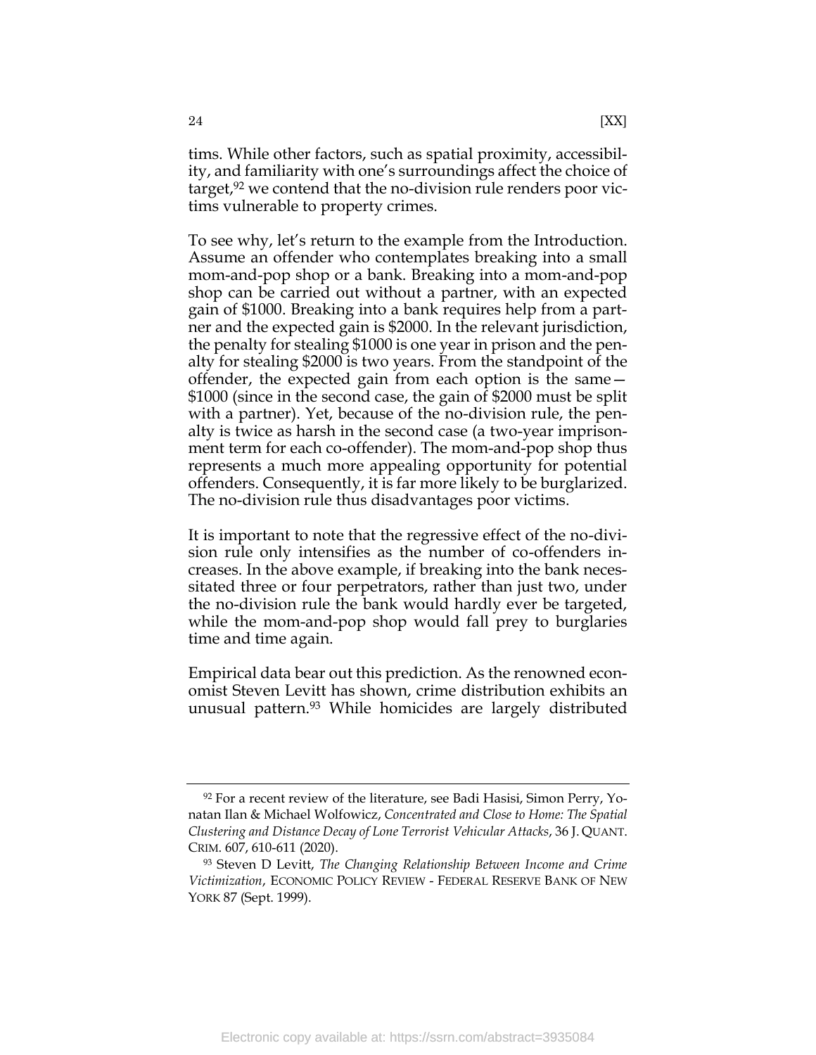tims. While other factors, such as spatial proximity, accessibility, and familiarity with one's surroundings affect the choice of target,[92] we contend that the no-division rule renders poor victims vulnerable to property crimes.

To see why, let's return to the example from the Introduction. Assume an offender who contemplates breaking into a small mom-and-pop shop or a bank. Breaking into a mom-and-pop shop can be carried out without a partner, with an expected gain of $1000. Breaking into a bank requires help from a partner and the expected gain is $2000. In the relevant jurisdiction, the penalty for stealing $1000 is one year in prison and the penalty for stealing $2000 is two years. From the standpoint of the offender, the expected gain from each option is the same—$1000 (since in the second case, the gain of $2000 must be split with a partner). Yet, because of the no-division rule, the penalty is twice as harsh in the second case (a two-year imprisonment term for each co-offender). The mom-and-pop shop thus represents a much more appealing opportunity for potential offenders. Consequently, it is far more likely to be burglarized. The no-division rule thus disadvantages poor victims.

It is important to note that the regressive effect of the no-division rule only intensifies as the number of co-offenders increases. In the above example, if breaking into the bank necessitated three or four perpetrators, rather than just two, under the no-division rule the bank would hardly ever be targeted, while the mom-and-pop shop would fall prey to burglaries time and time again.

Empirical data bear out this prediction. As the renowned economist Steven Levitt has shown, crime distribution exhibits an unusual pattern.[93] While homicides are largely distributed

---

[92] For a recent review of the literature, see Badi Hasisi, Simon Perry, Yonatan Ilan & Michael Wolfowicz, *Concentrated and Close to Home: The Spatial Clustering and Distance Decay of Lone Terrorist Vehicular Attacks*, 36 J. QUANT. CRIM. 607, 610-611 (2020).

[93] Steven D Levitt, *The Changing Relationship Between Income and Crime Victimization*, ECONOMIC POLICY REVIEW - FEDERAL RESERVE BANK OF NEW YORK 87 (Sept. 1999).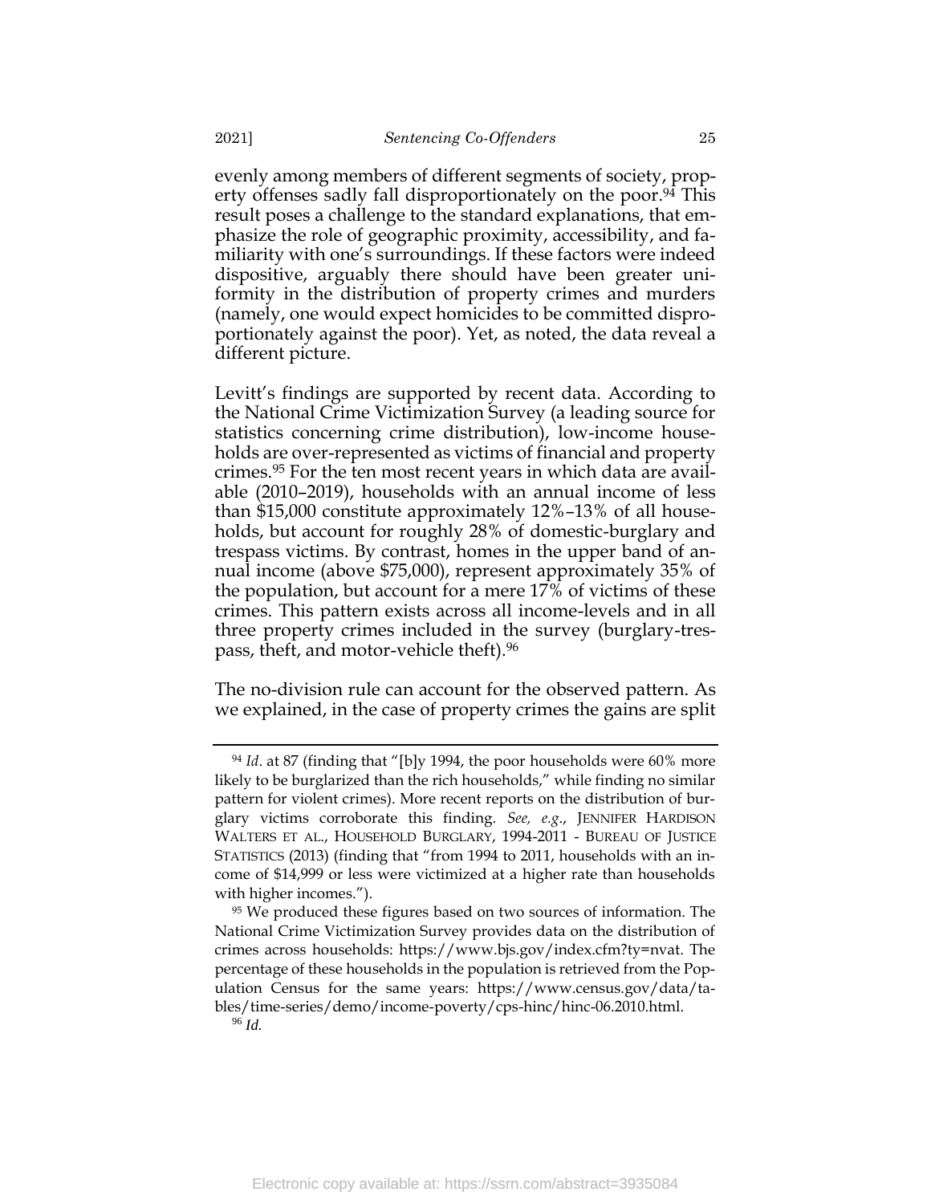evenly among members of different segments of society, property offenses sadly fall disproportionately on the poor.[94] This result poses a challenge to the standard explanations, that emphasize the role of geographic proximity, accessibility, and familiarity with one's surroundings. If these factors were indeed dispositive, arguably there should have been greater uniformity in the distribution of property crimes and murders (namely, one would expect homicides to be committed disproportionately against the poor). Yet, as noted, the data reveal a different picture.

Levitt's findings are supported by recent data. According to the National Crime Victimization Survey (a leading source for statistics concerning crime distribution), low-income households are over-represented as victims of financial and property crimes.[95] For the ten most recent years in which data are available (2010–2019), households with an annual income of less than $15,000 constitute approximately 12%–13% of all households, but account for roughly 28% of domestic-burglary and trespass victims. By contrast, homes in the upper band of annual income (above $75,000), represent approximately 35% of the population, but account for a mere 17% of victims of these crimes. This pattern exists across all income-levels and in all three property crimes included in the survey (burglary-trespass, theft, and motor-vehicle theft).[96]

The no-division rule can account for the observed pattern. As we explained, in the case of property crimes the gains are split

---

[94] *Id*. at 87 (finding that "[b]y 1994, the poor households were 60% more likely to be burglarized than the rich households," while finding no similar pattern for violent crimes). More recent reports on the distribution of burglary victims corroborate this finding. *See, e.g.*, JENNIFER HARDISON WALTERS ET AL., HOUSEHOLD BURGLARY, 1994-2011 - BUREAU OF JUSTICE STATISTICS (2013) (finding that "from 1994 to 2011, households with an income of $14,999 or less were victimized at a higher rate than households with higher incomes.").

[95] We produced these figures based on two sources of information. The National Crime Victimization Survey provides data on the distribution of crimes across households: https://www.bjs.gov/index.cfm?ty=nvat. The percentage of these households in the population is retrieved from the Population Census for the same years: https://www.census.gov/data/tables/time-series/demo/income-poverty/cps-hinc/hinc-06.2010.html.

[96] *Id.*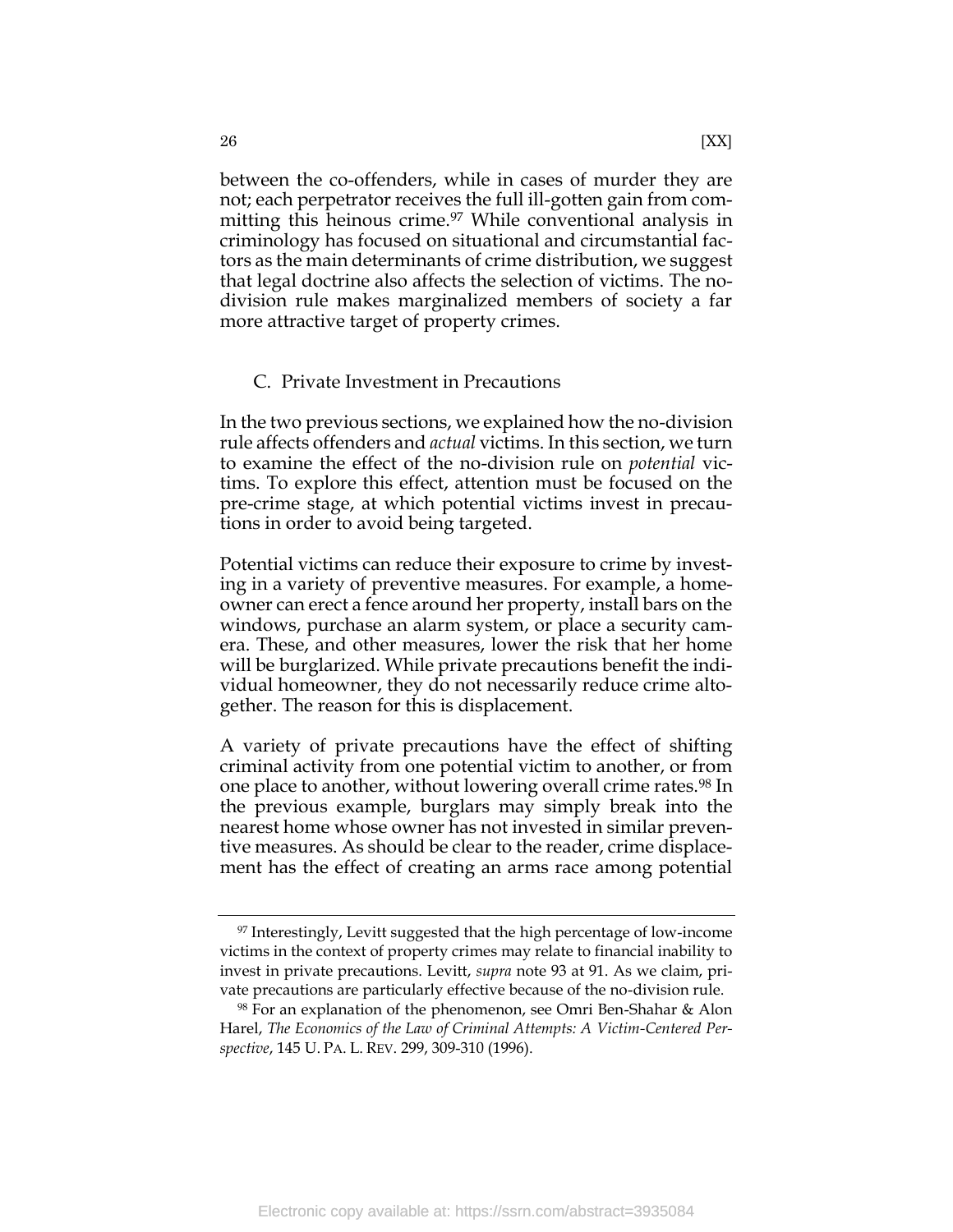between the co-offenders, while in cases of murder they are not; each perpetrator receives the full ill-gotten gain from committing this heinous crime.[97] While conventional analysis in criminology has focused on situational and circumstantial factors as the main determinants of crime distribution, we suggest that legal doctrine also affects the selection of victims. The no-division rule makes marginalized members of society a far more attractive target of property crimes.

### C. Private Investment in Precautions

In the two previous sections, we explained how the no-division rule affects offenders and *actual* victims. In this section, we turn to examine the effect of the no-division rule on *potential* victims. To explore this effect, attention must be focused on the pre-crime stage, at which potential victims invest in precautions in order to avoid being targeted.

Potential victims can reduce their exposure to crime by investing in a variety of preventive measures. For example, a homeowner can erect a fence around her property, install bars on the windows, purchase an alarm system, or place a security camera. These, and other measures, lower the risk that her home will be burglarized. While private precautions benefit the individual homeowner, they do not necessarily reduce crime altogether. The reason for this is displacement.

A variety of private precautions have the effect of shifting criminal activity from one potential victim to another, or from one place to another, without lowering overall crime rates.[98] In the previous example, burglars may simply break into the nearest home whose owner has not invested in similar preventive measures. As should be clear to the reader, crime displacement has the effect of creating an arms race among potential

---

[97] Interestingly, Levitt suggested that the high percentage of low-income victims in the context of property crimes may relate to financial inability to invest in private precautions. Levitt, *supra* note 93 at 91. As we claim, private precautions are particularly effective because of the no-division rule.

[98] For an explanation of the phenomenon, see Omri Ben-Shahar & Alon Harel, *The Economics of the Law of Criminal Attempts: A Victim-Centered Perspective*, 145 U. PA. L. REV. 299, 309-310 (1996).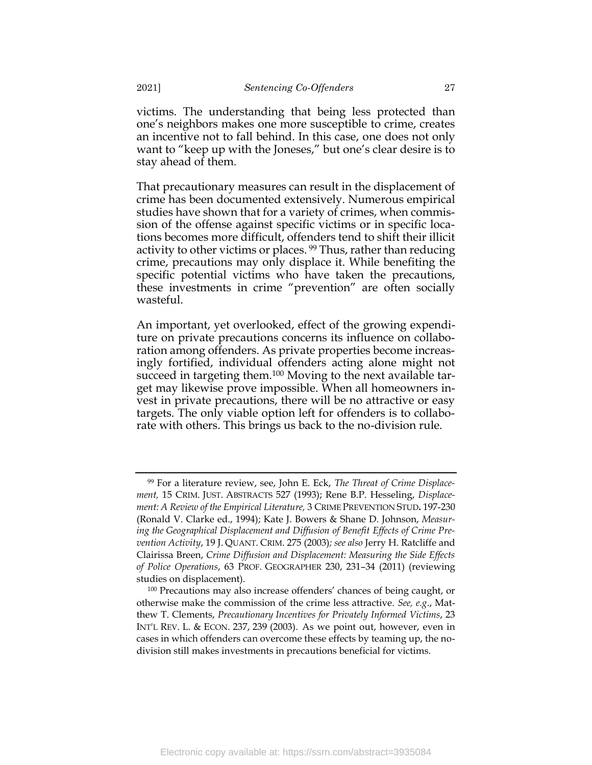victims. The understanding that being less protected than one's neighbors makes one more susceptible to crime, creates an incentive not to fall behind. In this case, one does not only want to "keep up with the Joneses," but one's clear desire is to stay ahead of them.

That precautionary measures can result in the displacement of crime has been documented extensively. Numerous empirical studies have shown that for a variety of crimes, when commission of the offense against specific victims or in specific locations becomes more difficult, offenders tend to shift their illicit activity to other victims or places. [99] Thus, rather than reducing crime, precautions may only displace it. While benefiting the specific potential victims who have taken the precautions, these investments in crime "prevention" are often socially wasteful.

An important, yet overlooked, effect of the growing expenditure on private precautions concerns its influence on collaboration among offenders. As private properties become increasingly fortified, individual offenders acting alone might not succeed in targeting them.[100] Moving to the next available target may likewise prove impossible. When all homeowners invest in private precautions, there will be no attractive or easy targets. The only viable option left for offenders is to collaborate with others. This brings us back to the no-division rule.

---

[99] For a literature review, see, John E. Eck, *The Threat of Crime Displacement,* 15 CRIM. JUST. ABSTRACTS 527 (1993); Rene B.P. Hesseling, *Displacement: A Review of the Empirical Literature,* 3 CRIME PREVENTION STUD**.** 197-230 (Ronald V. Clarke ed., 1994); Kate J. Bowers & Shane D. Johnson, *Measuring the Geographical Displacement and Diffusion of Benefit Effects of Crime Prevention Activity*, 19 J. QUANT. CRIM. 275 (2003)*; see also* Jerry H. Ratcliffe and Clairissa Breen, *Crime Diffusion and Displacement: Measuring the Side Effects of Police Operations*, 63 PROF. GEOGRAPHER 230, 231–34 (2011) (reviewing studies on displacement).

[100] Precautions may also increase offenders' chances of being caught, or otherwise make the commission of the crime less attractive. *See, e.g*., Matthew T. Clements, *Precautionary Incentives for Privately Informed Victims*, 23 INT'L REV. L. & ECON. 237, 239 (2003). As we point out, however, even in cases in which offenders can overcome these effects by teaming up, the no-division still makes investments in precautions beneficial for victims.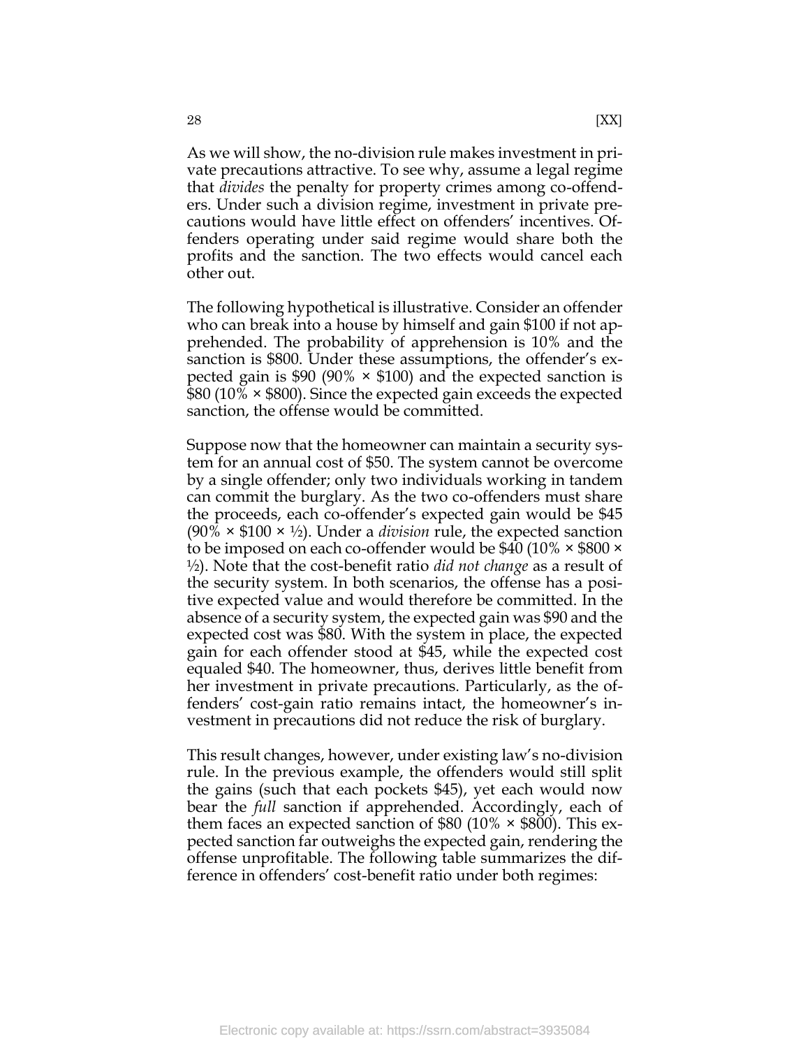As we will show, the no-division rule makes investment in private precautions attractive. To see why, assume a legal regime that *divides* the penalty for property crimes among co-offenders. Under such a division regime, investment in private precautions would have little effect on offenders' incentives. Offenders operating under said regime would share both the profits and the sanction. The two effects would cancel each other out.

The following hypothetical is illustrative. Consider an offender who can break into a house by himself and gain $100 if not apprehended. The probability of apprehension is 10% and the sanction is $800. Under these assumptions, the offender's expected gain is $90 (90% × $100) and the expected sanction is $80 (10% × $800). Since the expected gain exceeds the expected sanction, the offense would be committed.

Suppose now that the homeowner can maintain a security system for an annual cost of $50. The system cannot be overcome by a single offender; only two individuals working in tandem can commit the burglary. As the two co-offenders must share the proceeds, each co-offender's expected gain would be $45 (90% × $100 × ½). Under a *division* rule, the expected sanction to be imposed on each co-offender would be $40 (10% × $800 × ½). Note that the cost-benefit ratio *did not change* as a result of the security system. In both scenarios, the offense has a positive expected value and would therefore be committed. In the absence of a security system, the expected gain was $90 and the expected cost was $80. With the system in place, the expected gain for each offender stood at $45, while the expected cost equaled $40. The homeowner, thus, derives little benefit from her investment in private precautions. Particularly, as the offenders' cost-gain ratio remains intact, the homeowner's investment in precautions did not reduce the risk of burglary.

This result changes, however, under existing law's no-division rule. In the previous example, the offenders would still split the gains (such that each pockets $45), yet each would now bear the *full* sanction if apprehended. Accordingly, each of them faces an expected sanction of $80 (10% × $800). This expected sanction far outweighs the expected gain, rendering the offense unprofitable. The following table summarizes the difference in offenders' cost-benefit ratio under both regimes: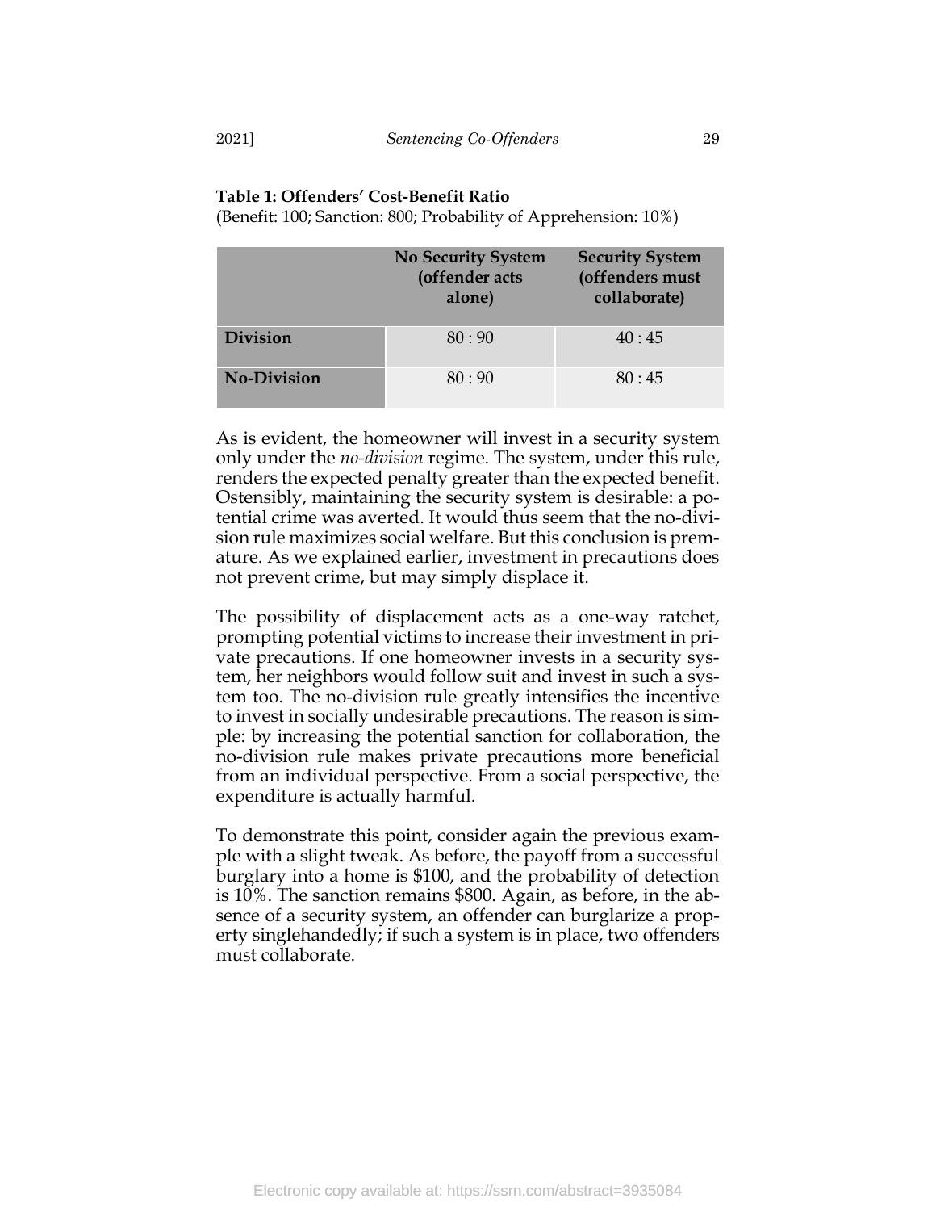**Table 1: Offenders' Cost-Benefit Ratio**

(Benefit: 100; Sanction: 800; Probability of Apprehension: 10%)

| | No Security System (offender acts alone) | Security System (offenders must collaborate) |
|---|---|---|
| **Division** | 80 : 90 | 40 : 45 |
| **No-Division** | 80 : 90 | 80 : 45 |

As is evident, the homeowner will invest in a security system only under the *no-division* regime. The system, under this rule, renders the expected penalty greater than the expected benefit. Ostensibly, maintaining the security system is desirable: a potential crime was averted. It would thus seem that the no-division rule maximizes social welfare. But this conclusion is premature. As we explained earlier, investment in precautions does not prevent crime, but may simply displace it.

The possibility of displacement acts as a one-way ratchet, prompting potential victims to increase their investment in private precautions. If one homeowner invests in a security system, her neighbors would follow suit and invest in such a system too. The no-division rule greatly intensifies the incentive to invest in socially undesirable precautions. The reason is simple: by increasing the potential sanction for collaboration, the no-division rule makes private precautions more beneficial from an individual perspective. From a social perspective, the expenditure is actually harmful.

To demonstrate this point, consider again the previous example with a slight tweak. As before, the payoff from a successful burglary into a home is $100, and the probability of detection is 10%. The sanction remains $800. Again, as before, in the absence of a security system, an offender can burglarize a property singlehandedly; if such a system is in place, two offenders must collaborate.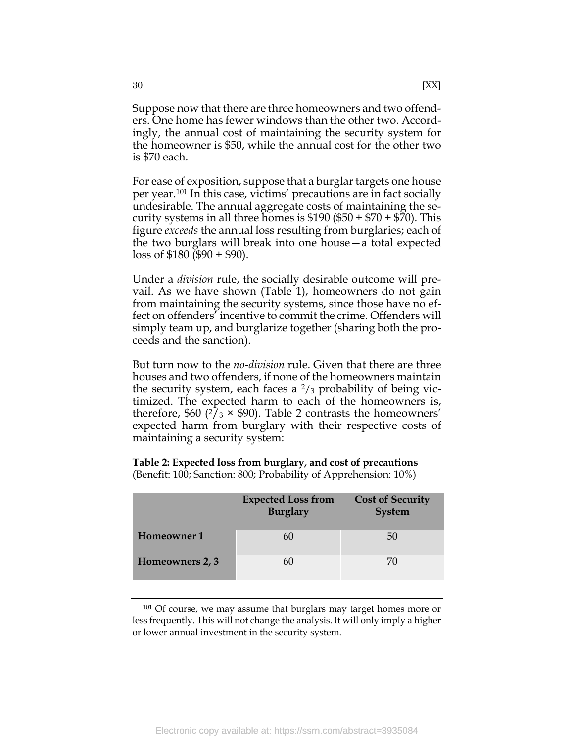Suppose now that there are three homeowners and two offenders. One home has fewer windows than the other two. Accordingly, the annual cost of maintaining the security system for the homeowner is $50, while the annual cost for the other two is $70 each.

For ease of exposition, suppose that a burglar targets one house per year.[101] In this case, victims' precautions are in fact socially undesirable. The annual aggregate costs of maintaining the security systems in all three homes is $190 ($50 + $70 + $70). This figure *exceeds* the annual loss resulting from burglaries; each of the two burglars will break into one house—a total expected loss of $180 ($90 + $90).

Under a *division* rule, the socially desirable outcome will prevail. As we have shown (Table 1), homeowners do not gain from maintaining the security systems, since those have no effect on offenders' incentive to commit the crime. Offenders will simply team up, and burglarize together (sharing both the proceeds and the sanction).

But turn now to the *no-division* rule. Given that there are three houses and two offenders, if none of the homeowners maintain the security system, each faces a $^2/_3$ probability of being victimized. The expected harm to each of the homeowners is, therefore, $60 ($^2/_3 \times$ $90). Table 2 contrasts the homeowners' expected harm from burglary with their respective costs of maintaining a security system:

**Table 2: Expected loss from burglary, and cost of precautions**
(Benefit: 100; Sanction: 800; Probability of Apprehension: 10%)

| | Expected Loss from Burglary | Cost of Security System |
|---|---|---|
| **Homeowner 1** | 60 | 50 |
| **Homeowners 2, 3** | 60 | 70 |

[101] Of course, we may assume that burglars may target homes more or less frequently. This will not change the analysis. It will only imply a higher or lower annual investment in the security system.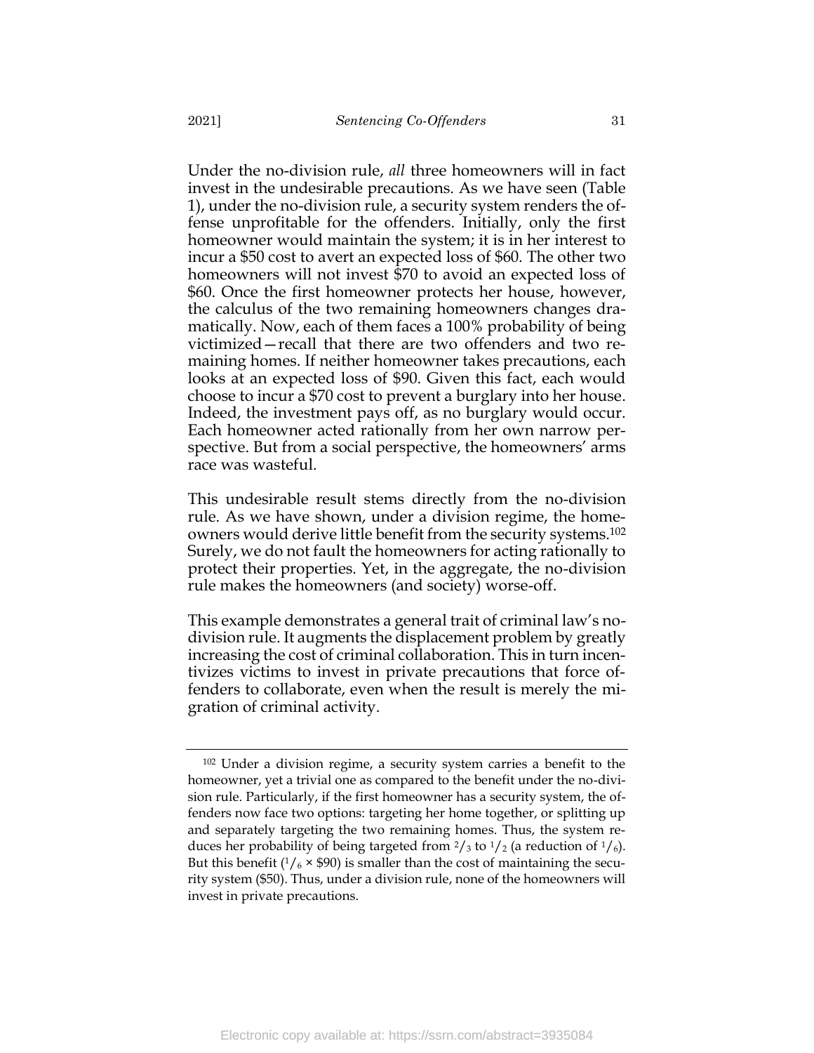Under the no-division rule, *all* three homeowners will in fact invest in the undesirable precautions. As we have seen (Table 1), under the no-division rule, a security system renders the offense unprofitable for the offenders. Initially, only the first homeowner would maintain the system; it is in her interest to incur a $50 cost to avert an expected loss of $60. The other two homeowners will not invest $70 to avoid an expected loss of $60. Once the first homeowner protects her house, however, the calculus of the two remaining homeowners changes dramatically. Now, each of them faces a 100% probability of being victimized—recall that there are two offenders and two remaining homes. If neither homeowner takes precautions, each looks at an expected loss of $90. Given this fact, each would choose to incur a $70 cost to prevent a burglary into her house. Indeed, the investment pays off, as no burglary would occur. Each homeowner acted rationally from her own narrow perspective. But from a social perspective, the homeowners' arms race was wasteful.

This undesirable result stems directly from the no-division rule. As we have shown, under a division regime, the homeowners would derive little benefit from the security systems.[102] Surely, we do not fault the homeowners for acting rationally to protect their properties. Yet, in the aggregate, the no-division rule makes the homeowners (and society) worse-off.

This example demonstrates a general trait of criminal law's no-division rule. It augments the displacement problem by greatly increasing the cost of criminal collaboration. This in turn incentivizes victims to invest in private precautions that force offenders to collaborate, even when the result is merely the migration of criminal activity.

---

[102] Under a division regime, a security system carries a benefit to the homeowner, yet a trivial one as compared to the benefit under the no-division rule. Particularly, if the first homeowner has a security system, the offenders now face two options: targeting her home together, or splitting up and separately targeting the two remaining homes. Thus, the system reduces her probability of being targeted from $2/3$ to $1/2$ (a reduction of $1/6$). But this benefit ($1/6 \times \$90$) is smaller than the cost of maintaining the security system ($50). Thus, under a division rule, none of the homeowners will invest in private precautions.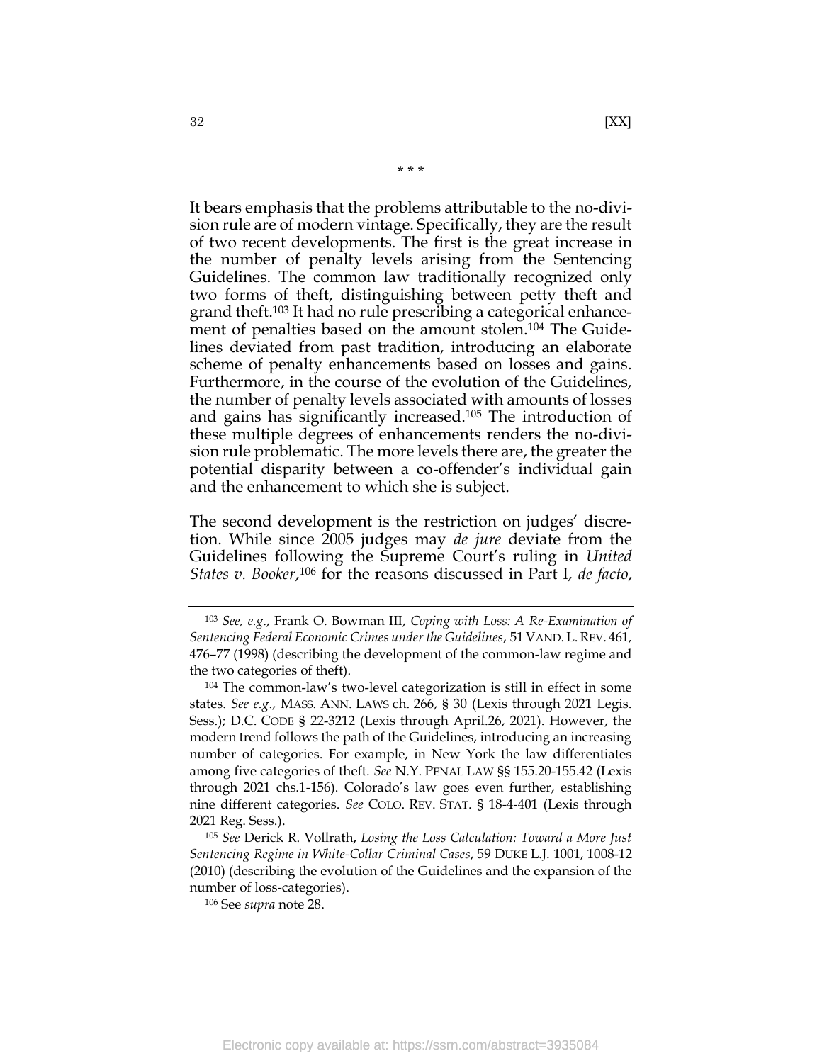\* \* \*

It bears emphasis that the problems attributable to the no-division rule are of modern vintage. Specifically, they are the result of two recent developments. The first is the great increase in the number of penalty levels arising from the Sentencing Guidelines. The common law traditionally recognized only two forms of theft, distinguishing between petty theft and grand theft.[103] It had no rule prescribing a categorical enhancement of penalties based on the amount stolen.[104] The Guidelines deviated from past tradition, introducing an elaborate scheme of penalty enhancements based on losses and gains. Furthermore, in the course of the evolution of the Guidelines, the number of penalty levels associated with amounts of losses and gains has significantly increased.[105] The introduction of these multiple degrees of enhancements renders the no-division rule problematic. The more levels there are, the greater the potential disparity between a co-offender's individual gain and the enhancement to which she is subject.

The second development is the restriction on judges' discretion. While since 2005 judges may *de jure* deviate from the Guidelines following the Supreme Court's ruling in *United States v. Booker*,[106] for the reasons discussed in Part I, *de facto*,

---

[103] *See, e.g.*, Frank O. Bowman III, *Coping with Loss: A Re-Examination of Sentencing Federal Economic Crimes under the Guidelines*, 51 VAND. L. REV. 461, 476–77 (1998) (describing the development of the common-law regime and the two categories of theft).

[104] The common-law's two-level categorization is still in effect in some states. *See e.g.*, MASS. ANN. LAWS ch. 266, § 30 (Lexis through 2021 Legis. Sess.); D.C. CODE § 22-3212 (Lexis through April.26, 2021). However, the modern trend follows the path of the Guidelines, introducing an increasing number of categories. For example, in New York the law differentiates among five categories of theft. *See* N.Y. PENAL LAW §§ 155.20-155.42 (Lexis through 2021 chs.1-156). Colorado's law goes even further, establishing nine different categories. *See* COLO. REV. STAT. § 18-4-401 (Lexis through 2021 Reg. Sess.).

[105] *See* Derick R. Vollrath, *Losing the Loss Calculation: Toward a More Just Sentencing Regime in White-Collar Criminal Cases*, 59 DUKE L.J. 1001, 1008-12 (2010) (describing the evolution of the Guidelines and the expansion of the number of loss-categories).

[106] See *supra* note 28.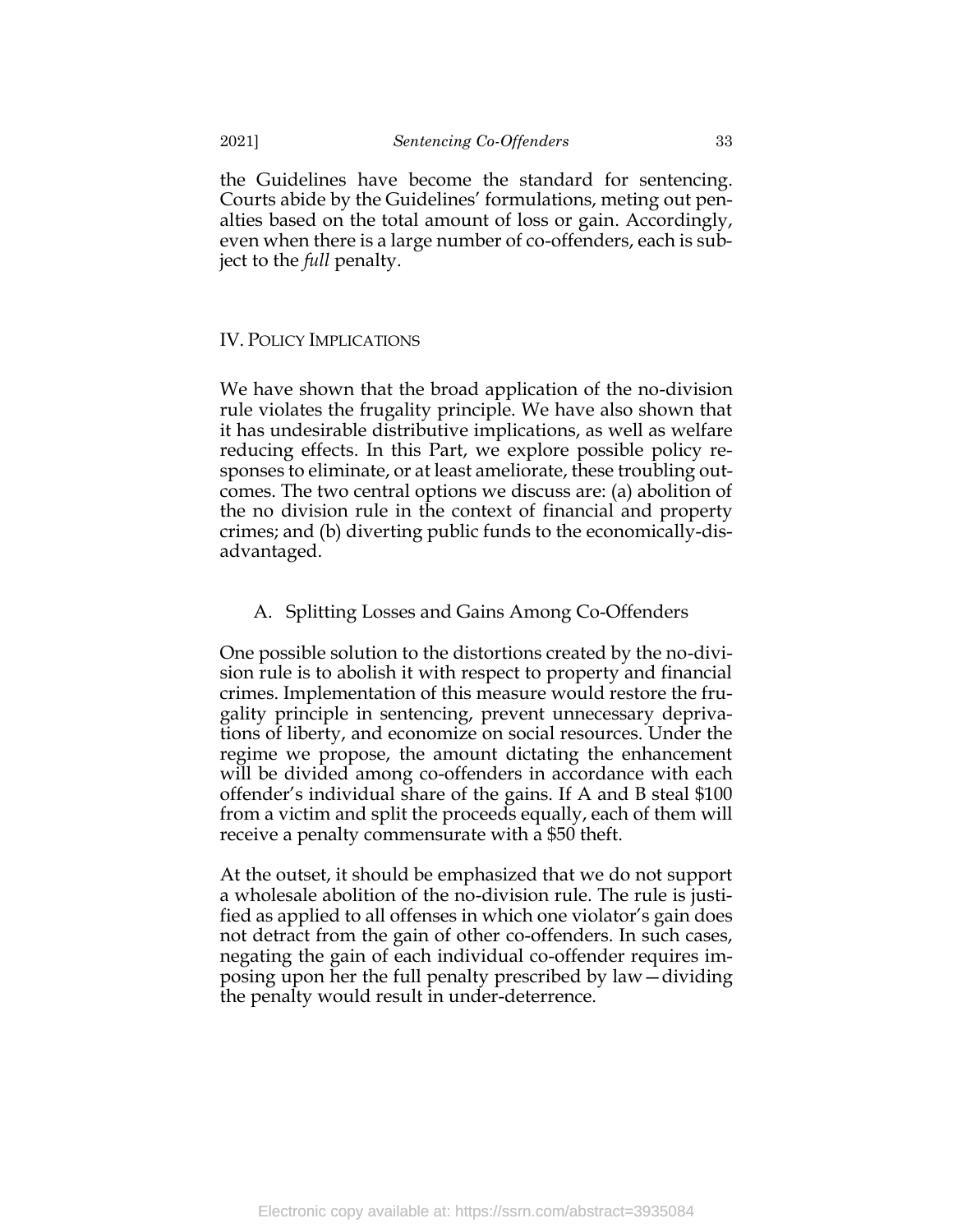the Guidelines have become the standard for sentencing. Courts abide by the Guidelines' formulations, meting out penalties based on the total amount of loss or gain. Accordingly, even when there is a large number of co-offenders, each is subject to the *full* penalty.

## IV. Policy Implications

We have shown that the broad application of the no-division rule violates the frugality principle. We have also shown that it has undesirable distributive implications, as well as welfare reducing effects. In this Part, we explore possible policy responses to eliminate, or at least ameliorate, these troubling outcomes. The two central options we discuss are: (a) abolition of the no division rule in the context of financial and property crimes; and (b) diverting public funds to the economically-disadvantaged.

### A. Splitting Losses and Gains Among Co-Offenders

One possible solution to the distortions created by the no-division rule is to abolish it with respect to property and financial crimes. Implementation of this measure would restore the frugality principle in sentencing, prevent unnecessary deprivations of liberty, and economize on social resources. Under the regime we propose, the amount dictating the enhancement will be divided among co-offenders in accordance with each offender's individual share of the gains. If A and B steal $100 from a victim and split the proceeds equally, each of them will receive a penalty commensurate with a $50 theft.

At the outset, it should be emphasized that we do not support a wholesale abolition of the no-division rule. The rule is justified as applied to all offenses in which one violator's gain does not detract from the gain of other co-offenders. In such cases, negating the gain of each individual co-offender requires imposing upon her the full penalty prescribed by law—dividing the penalty would result in under-deterrence.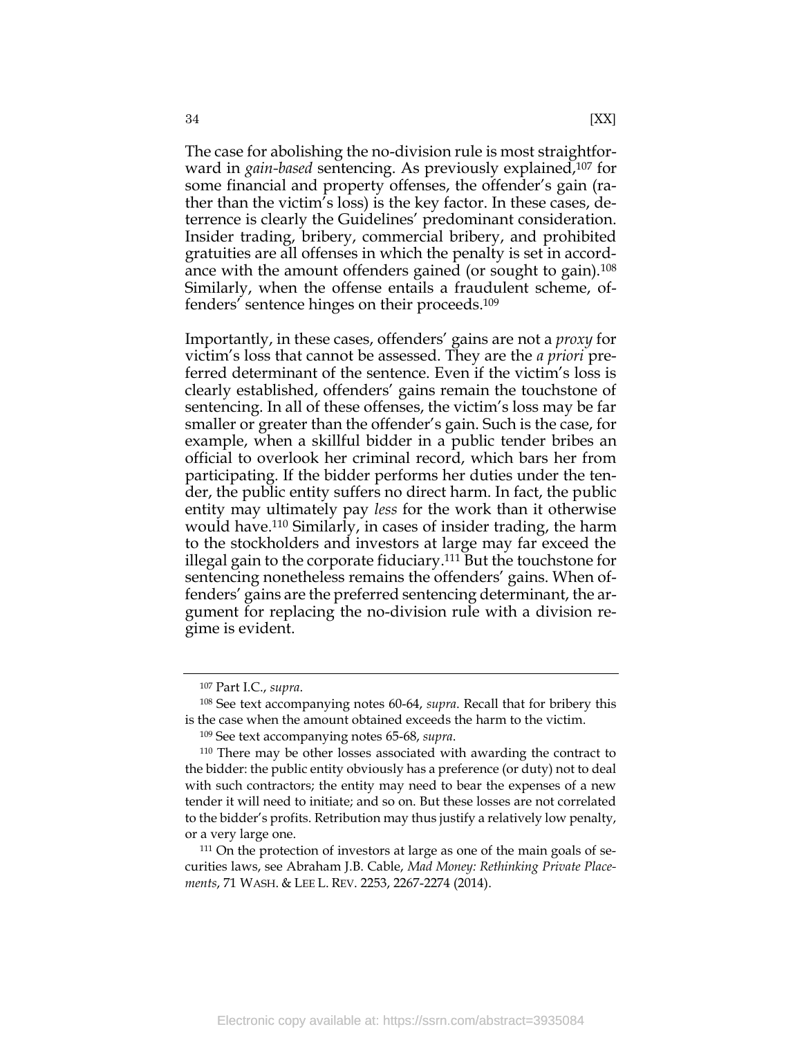The case for abolishing the no-division rule is most straightforward in *gain-based* sentencing. As previously explained,[107] for some financial and property offenses, the offender's gain (rather than the victim's loss) is the key factor. In these cases, deterrence is clearly the Guidelines' predominant consideration. Insider trading, bribery, commercial bribery, and prohibited gratuities are all offenses in which the penalty is set in accordance with the amount offenders gained (or sought to gain).[108] Similarly, when the offense entails a fraudulent scheme, offenders' sentence hinges on their proceeds.[109]

Importantly, in these cases, offenders' gains are not a *proxy* for victim's loss that cannot be assessed. They are the *a priori* preferred determinant of the sentence. Even if the victim's loss is clearly established, offenders' gains remain the touchstone of sentencing. In all of these offenses, the victim's loss may be far smaller or greater than the offender's gain. Such is the case, for example, when a skillful bidder in a public tender bribes an official to overlook her criminal record, which bars her from participating. If the bidder performs her duties under the tender, the public entity suffers no direct harm. In fact, the public entity may ultimately pay *less* for the work than it otherwise would have.[110] Similarly, in cases of insider trading, the harm to the stockholders and investors at large may far exceed the illegal gain to the corporate fiduciary.[111] But the touchstone for sentencing nonetheless remains the offenders' gains. When offenders' gains are the preferred sentencing determinant, the argument for replacing the no-division rule with a division regime is evident.

---

[107] Part I.C., *supra*.

[108] See text accompanying notes 60-64, *supra*. Recall that for bribery this is the case when the amount obtained exceeds the harm to the victim.

[109] See text accompanying notes 65-68, *supra*.

[110] There may be other losses associated with awarding the contract to the bidder: the public entity obviously has a preference (or duty) not to deal with such contractors; the entity may need to bear the expenses of a new tender it will need to initiate; and so on. But these losses are not correlated to the bidder's profits. Retribution may thus justify a relatively low penalty, or a very large one.

[111] On the protection of investors at large as one of the main goals of securities laws, see Abraham J.B. Cable, *Mad Money: Rethinking Private Placements*, 71 WASH. & LEE L. REV. 2253, 2267-2274 (2014).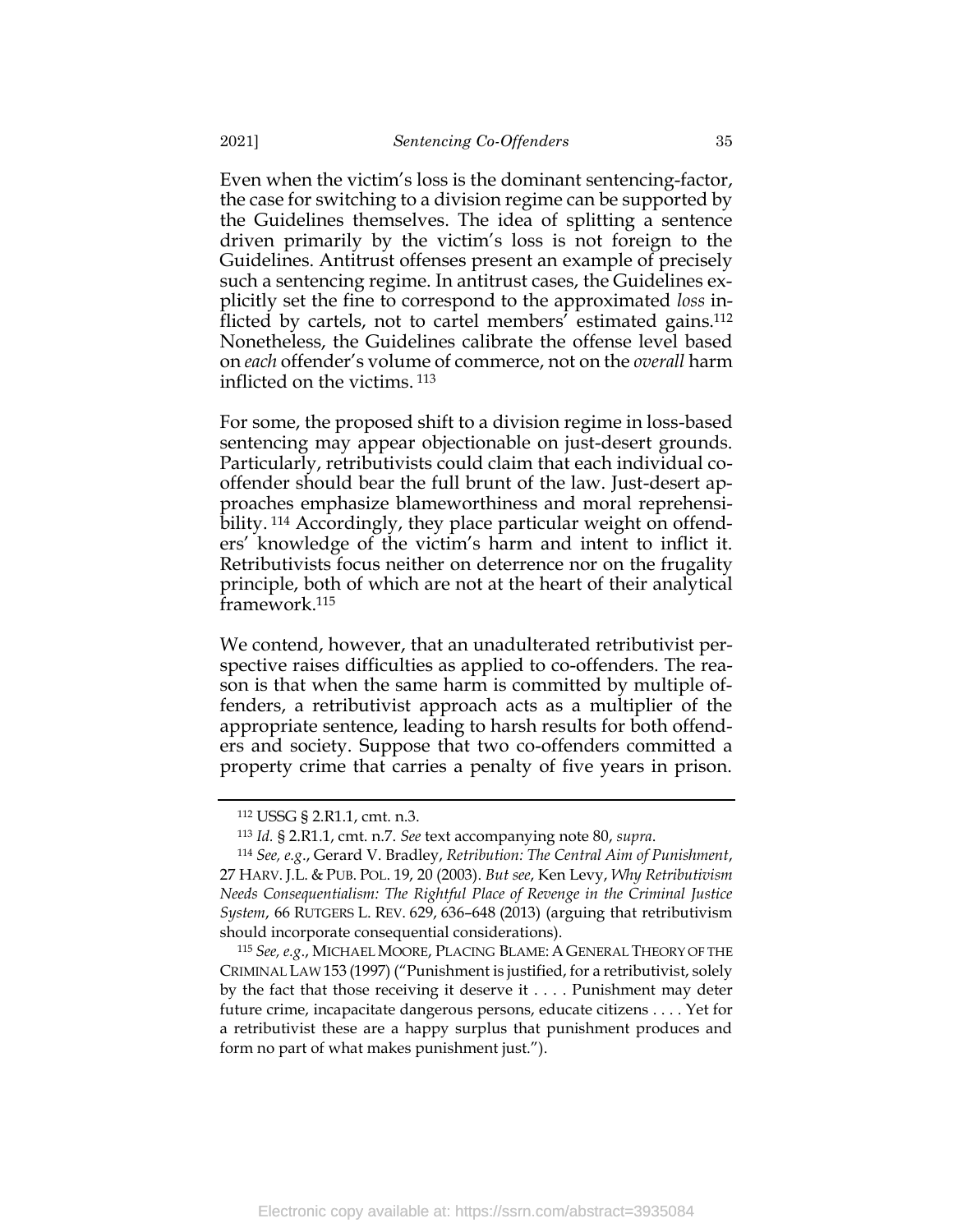Even when the victim's loss is the dominant sentencing-factor, the case for switching to a division regime can be supported by the Guidelines themselves. The idea of splitting a sentence driven primarily by the victim's loss is not foreign to the Guidelines. Antitrust offenses present an example of precisely such a sentencing regime. In antitrust cases, the Guidelines explicitly set the fine to correspond to the approximated *loss* inflicted by cartels, not to cartel members' estimated gains.[112] Nonetheless, the Guidelines calibrate the offense level based on *each* offender's volume of commerce, not on the *overall* harm inflicted on the victims.[113]

For some, the proposed shift to a division regime in loss-based sentencing may appear objectionable on just-desert grounds. Particularly, retributivists could claim that each individual co-offender should bear the full brunt of the law. Just-desert approaches emphasize blameworthiness and moral reprehensibility.[114] Accordingly, they place particular weight on offenders' knowledge of the victim's harm and intent to inflict it. Retributivists focus neither on deterrence nor on the frugality principle, both of which are not at the heart of their analytical framework.[115]

We contend, however, that an unadulterated retributivist perspective raises difficulties as applied to co-offenders. The reason is that when the same harm is committed by multiple offenders, a retributivist approach acts as a multiplier of the appropriate sentence, leading to harsh results for both offenders and society. Suppose that two co-offenders committed a property crime that carries a penalty of five years in prison.

---

[112] USSG § 2.R1.1, cmt. n.3.

[113] *Id.* § 2.R1.1, cmt. n.7. *See* text accompanying note 80, *supra*.

[114] *See, e.g.*, Gerard V. Bradley, *Retribution: The Central Aim of Punishment*, 27 HARV. J.L. & PUB. POL. 19, 20 (2003). *But see*, Ken Levy, *Why Retributivism Needs Consequentialism: The Rightful Place of Revenge in the Criminal Justice System*, 66 RUTGERS L. REV. 629, 636–648 (2013) (arguing that retributivism should incorporate consequential considerations).

[115] *See, e.g.*, MICHAEL MOORE, PLACING BLAME: A GENERAL THEORY OF THE CRIMINAL LAW 153 (1997) ("Punishment is justified, for a retributivist, solely by the fact that those receiving it deserve it . . . . Punishment may deter future crime, incapacitate dangerous persons, educate citizens . . . . Yet for a retributivist these are a happy surplus that punishment produces and form no part of what makes punishment just.").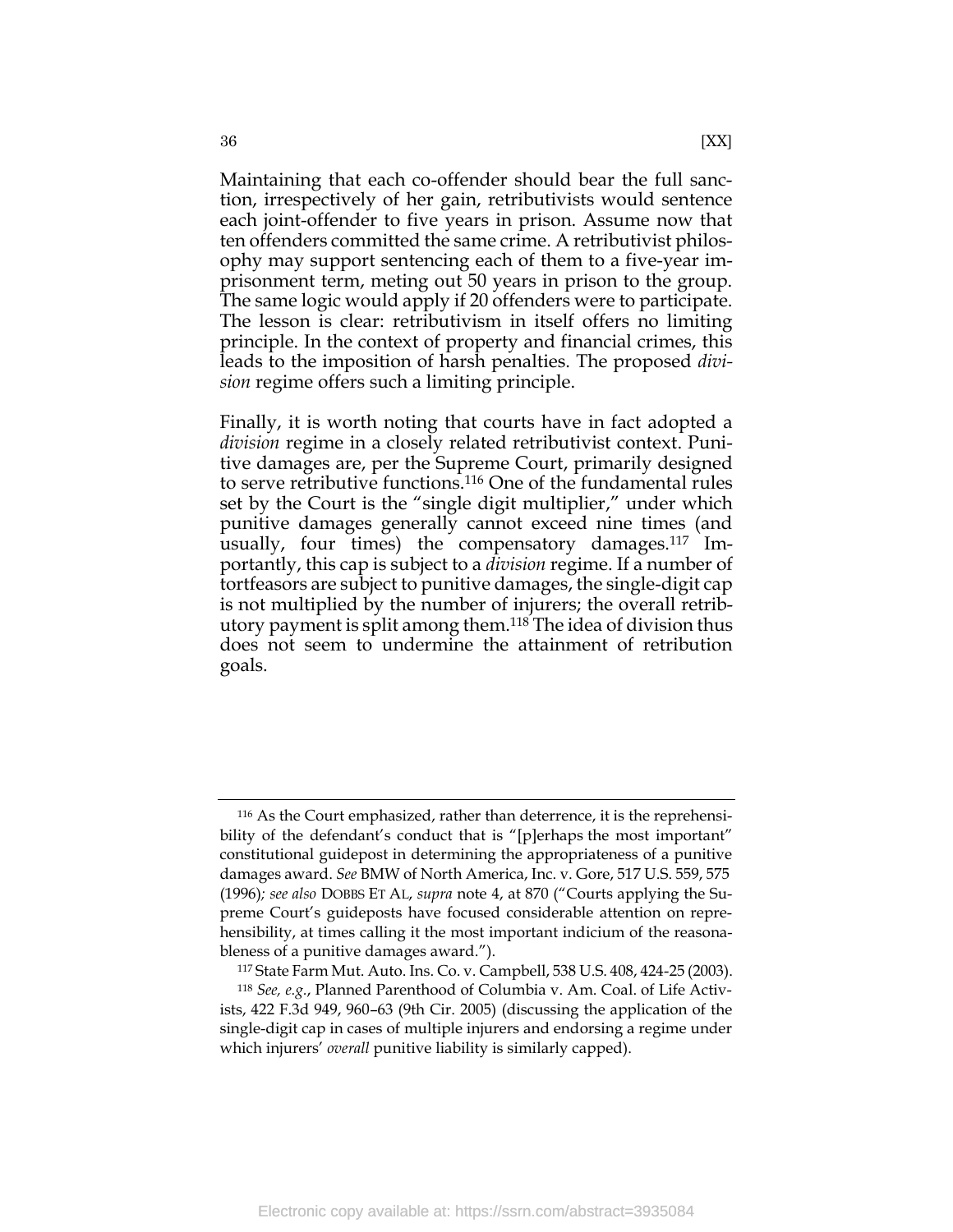Maintaining that each co-offender should bear the full sanction, irrespectively of her gain, retributivists would sentence each joint-offender to five years in prison. Assume now that ten offenders committed the same crime. A retributivist philosophy may support sentencing each of them to a five-year imprisonment term, meting out 50 years in prison to the group. The same logic would apply if 20 offenders were to participate. The lesson is clear: retributivism in itself offers no limiting principle. In the context of property and financial crimes, this leads to the imposition of harsh penalties. The proposed *division* regime offers such a limiting principle.

Finally, it is worth noting that courts have in fact adopted a *division* regime in a closely related retributivist context. Punitive damages are, per the Supreme Court, primarily designed to serve retributive functions.[116] One of the fundamental rules set by the Court is the "single digit multiplier," under which punitive damages generally cannot exceed nine times (and usually, four times) the compensatory damages.[117] Importantly, this cap is subject to a *division* regime. If a number of tortfeasors are subject to punitive damages, the single-digit cap is not multiplied by the number of injurers; the overall retributory payment is split among them.[118] The idea of division thus does not seem to undermine the attainment of retribution goals.

---

[116] As the Court emphasized, rather than deterrence, it is the reprehensibility of the defendant's conduct that is "[p]erhaps the most important" constitutional guidepost in determining the appropriateness of a punitive damages award. *See* BMW of North America, Inc. v. Gore, 517 U.S. 559, 575 (1996)*; see also* DOBBS ET AL, *supra* note 4, at 870 ("Courts applying the Supreme Court's guideposts have focused considerable attention on reprehensibility, at times calling it the most important indicium of the reasonableness of a punitive damages award.").

[117] State Farm Mut. Auto. Ins. Co. v. Campbell, 538 U.S. 408, 424-25 (2003).

[118] *See, e.g.*, Planned Parenthood of Columbia v. Am. Coal. of Life Activists, 422 F.3d 949, 960–63 (9th Cir. 2005) (discussing the application of the single-digit cap in cases of multiple injurers and endorsing a regime under which injurers' *overall* punitive liability is similarly capped).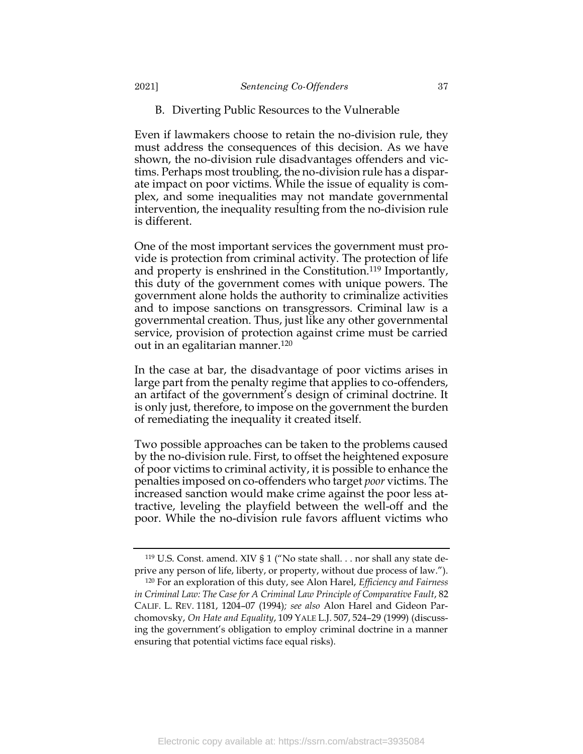### B. Diverting Public Resources to the Vulnerable

Even if lawmakers choose to retain the no-division rule, they must address the consequences of this decision. As we have shown, the no-division rule disadvantages offenders and victims. Perhaps most troubling, the no-division rule has a disparate impact on poor victims. While the issue of equality is complex, and some inequalities may not mandate governmental intervention, the inequality resulting from the no-division rule is different.

One of the most important services the government must provide is protection from criminal activity. The protection of life and property is enshrined in the Constitution.[119] Importantly, this duty of the government comes with unique powers. The government alone holds the authority to criminalize activities and to impose sanctions on transgressors. Criminal law is a governmental creation. Thus, just like any other governmental service, provision of protection against crime must be carried out in an egalitarian manner.[120]

In the case at bar, the disadvantage of poor victims arises in large part from the penalty regime that applies to co-offenders, an artifact of the government's design of criminal doctrine. It is only just, therefore, to impose on the government the burden of remediating the inequality it created itself.

Two possible approaches can be taken to the problems caused by the no-division rule. First, to offset the heightened exposure of poor victims to criminal activity, it is possible to enhance the penalties imposed on co-offenders who target *poor* victims. The increased sanction would make crime against the poor less attractive, leveling the playfield between the well-off and the poor. While the no-division rule favors affluent victims who

---

[119] U.S. Const. amend. XIV § 1 ("No state shall. . . nor shall any state deprive any person of life, liberty, or property, without due process of law.").

[120] For an exploration of this duty, see Alon Harel, *Efficiency and Fairness in Criminal Law: The Case for A Criminal Law Principle of Comparative Fault*, 82 CALIF. L. REV. 1181, 1204–07 (1994); *see also* Alon Harel and Gideon Parchomovsky, *On Hate and Equality*, 109 YALE L.J. 507, 524–29 (1999) (discussing the government's obligation to employ criminal doctrine in a manner ensuring that potential victims face equal risks).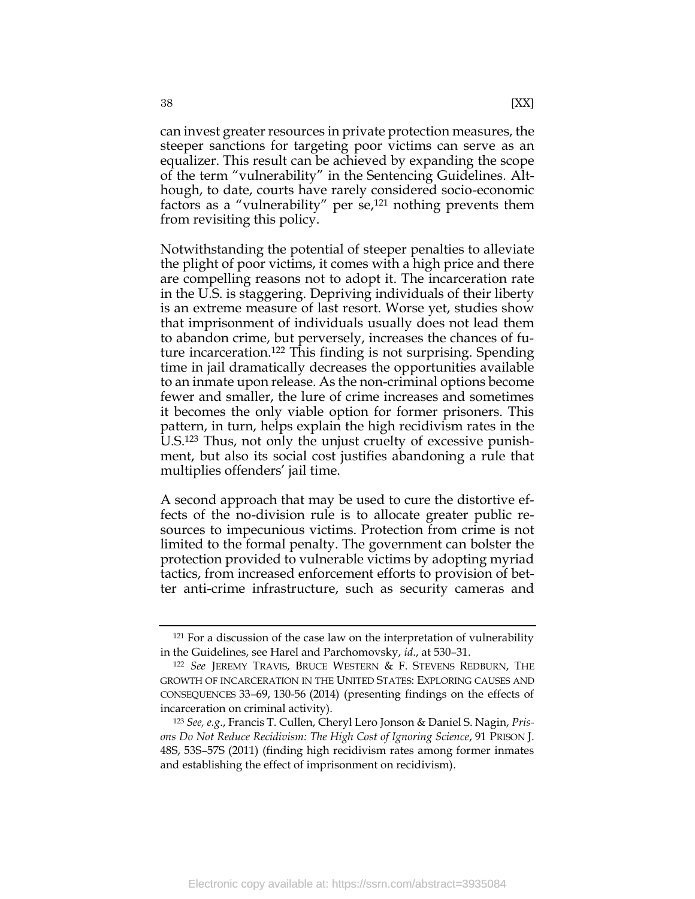can invest greater resources in private protection measures, the steeper sanctions for targeting poor victims can serve as an equalizer. This result can be achieved by expanding the scope of the term "vulnerability" in the Sentencing Guidelines. Although, to date, courts have rarely considered socio-economic factors as a "vulnerability" per se,[121] nothing prevents them from revisiting this policy.

Notwithstanding the potential of steeper penalties to alleviate the plight of poor victims, it comes with a high price and there are compelling reasons not to adopt it. The incarceration rate in the U.S. is staggering. Depriving individuals of their liberty is an extreme measure of last resort. Worse yet, studies show that imprisonment of individuals usually does not lead them to abandon crime, but perversely, increases the chances of future incarceration.[122] This finding is not surprising. Spending time in jail dramatically decreases the opportunities available to an inmate upon release. As the non-criminal options become fewer and smaller, the lure of crime increases and sometimes it becomes the only viable option for former prisoners. This pattern, in turn, helps explain the high recidivism rates in the U.S.[123] Thus, not only the unjust cruelty of excessive punishment, but also its social cost justifies abandoning a rule that multiplies offenders' jail time.

A second approach that may be used to cure the distortive effects of the no-division rule is to allocate greater public resources to impecunious victims. Protection from crime is not limited to the formal penalty. The government can bolster the protection provided to vulnerable victims by adopting myriad tactics, from increased enforcement efforts to provision of better anti-crime infrastructure, such as security cameras and

---

[121] For a discussion of the case law on the interpretation of vulnerability in the Guidelines, see Harel and Parchomovsky, *id.*, at 530–31.

[122] *See* JEREMY TRAVIS, BRUCE WESTERN & F. STEVENS REDBURN, THE GROWTH OF INCARCERATION IN THE UNITED STATES: EXPLORING CAUSES AND CONSEQUENCES 33–69, 130-56 (2014) (presenting findings on the effects of incarceration on criminal activity).

[123] *See, e.g.*, Francis T. Cullen, Cheryl Lero Jonson & Daniel S. Nagin, *Prisons Do Not Reduce Recidivism: The High Cost of Ignoring Science*, 91 PRISON J. 48S, 53S–57S (2011) (finding high recidivism rates among former inmates and establishing the effect of imprisonment on recidivism).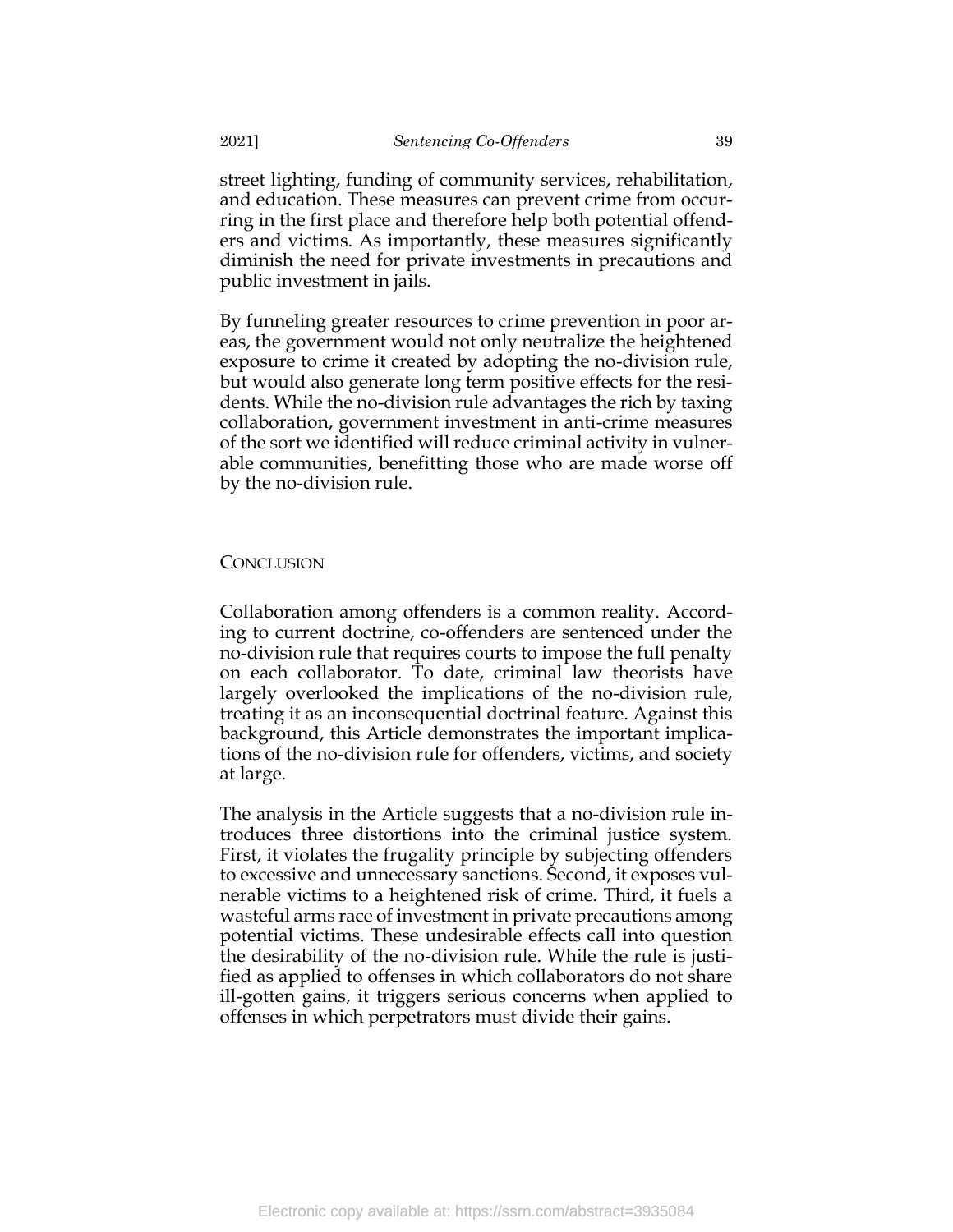street lighting, funding of community services, rehabilitation, and education. These measures can prevent crime from occurring in the first place and therefore help both potential offenders and victims. As importantly, these measures significantly diminish the need for private investments in precautions and public investment in jails.

By funneling greater resources to crime prevention in poor areas, the government would not only neutralize the heightened exposure to crime it created by adopting the no-division rule, but would also generate long term positive effects for the residents. While the no-division rule advantages the rich by taxing collaboration, government investment in anti-crime measures of the sort we identified will reduce criminal activity in vulnerable communities, benefitting those who are made worse off by the no-division rule.

## CONCLUSION

Collaboration among offenders is a common reality. According to current doctrine, co-offenders are sentenced under the no-division rule that requires courts to impose the full penalty on each collaborator. To date, criminal law theorists have largely overlooked the implications of the no-division rule, treating it as an inconsequential doctrinal feature. Against this background, this Article demonstrates the important implications of the no-division rule for offenders, victims, and society at large.

The analysis in the Article suggests that a no-division rule introduces three distortions into the criminal justice system. First, it violates the frugality principle by subjecting offenders to excessive and unnecessary sanctions. Second, it exposes vulnerable victims to a heightened risk of crime. Third, it fuels a wasteful arms race of investment in private precautions among potential victims. These undesirable effects call into question the desirability of the no-division rule. While the rule is justified as applied to offenses in which collaborators do not share ill-gotten gains, it triggers serious concerns when applied to offenses in which perpetrators must divide their gains.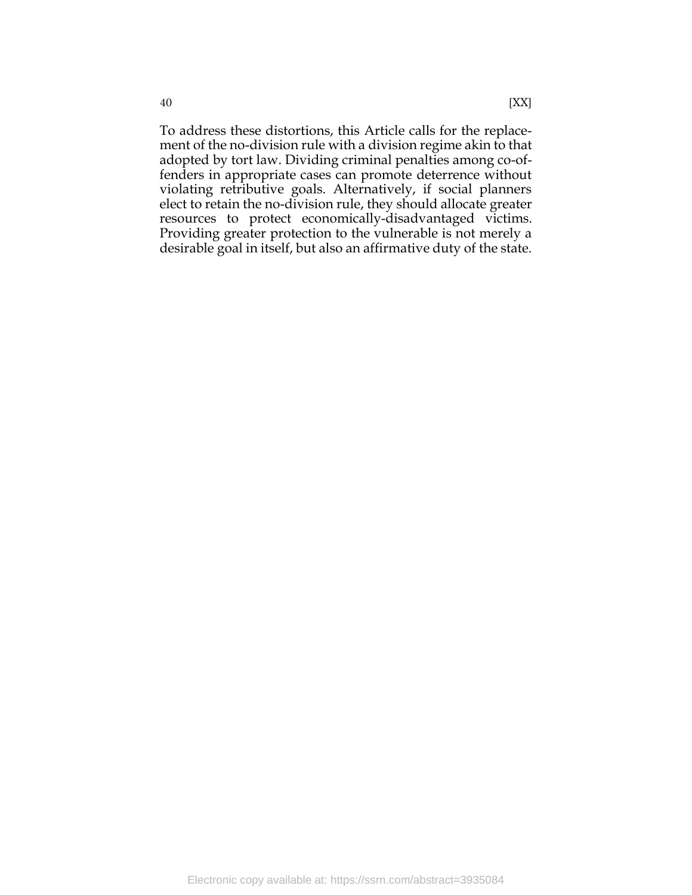To address these distortions, this Article calls for the replacement of the no-division rule with a division regime akin to that adopted by tort law. Dividing criminal penalties among co-offenders in appropriate cases can promote deterrence without violating retributive goals. Alternatively, if social planners elect to retain the no-division rule, they should allocate greater resources to protect economically-disadvantaged victims. Providing greater protection to the vulnerable is not merely a desirable goal in itself, but also an affirmative duty of the state.